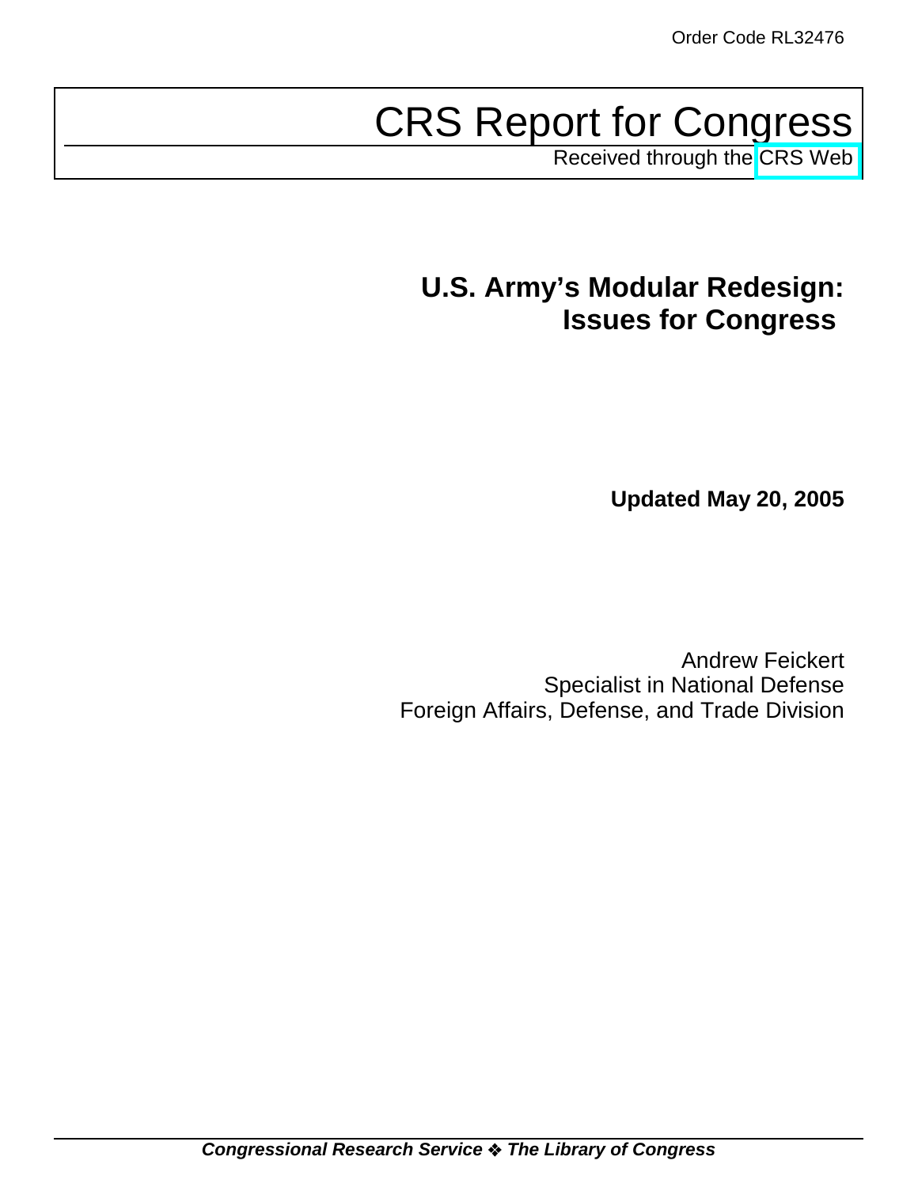Order Code RL32476

# CRS Report for Congress

Received through the CRS Web

## U.S. Army's Modular Redesign: Issues for Congress

**Updated May 20, 2005**

Andrew Feickert
Specialist in National Defense
Foreign Affairs, Defense, and Trade Division

***Congressional Research Service ❖ The Library of Congress***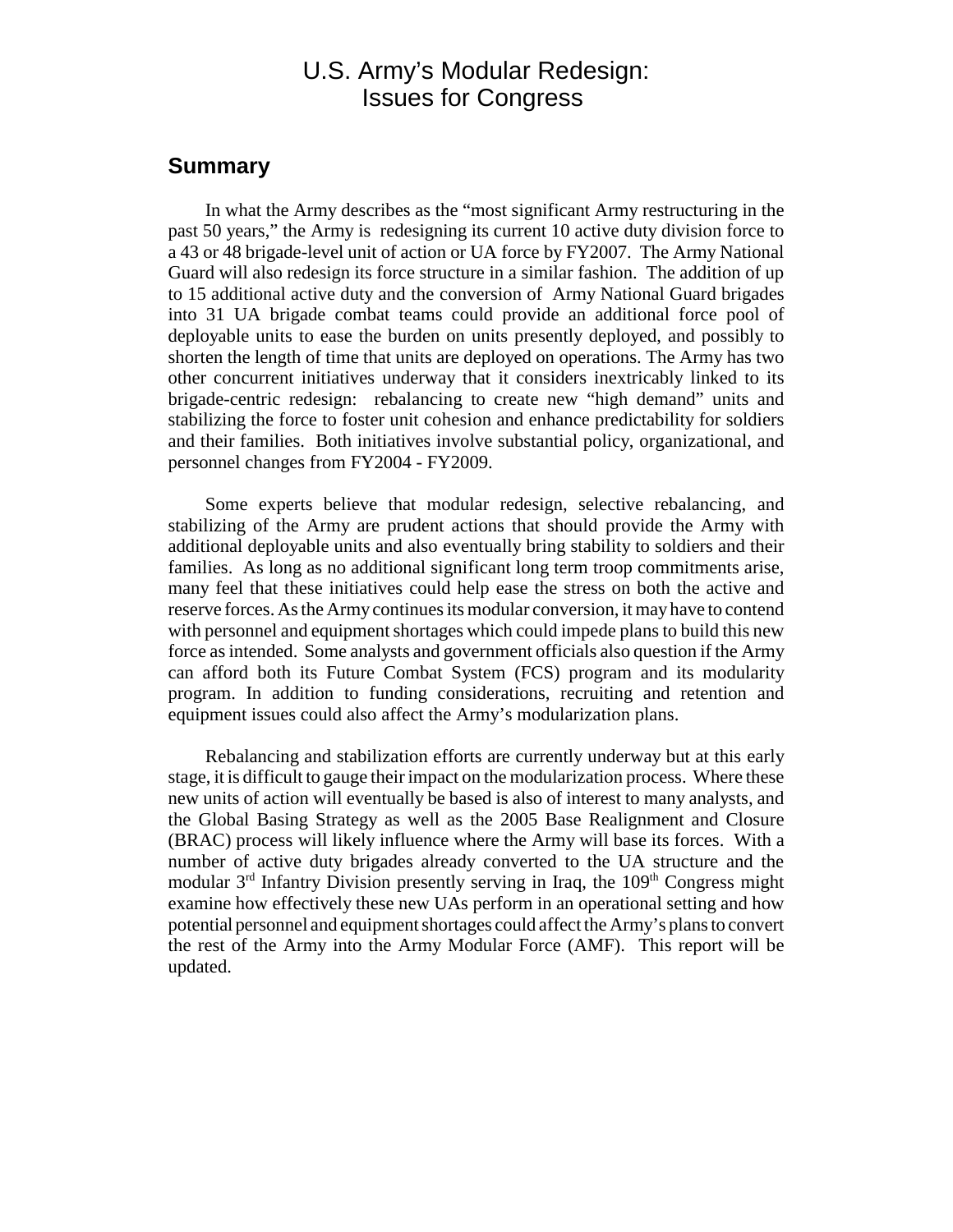# U.S. Army's Modular Redesign: Issues for Congress

## Summary

In what the Army describes as the "most significant Army restructuring in the past 50 years," the Army is redesigning its current 10 active duty division force to a 43 or 48 brigade-level unit of action or UA force by FY2007. The Army National Guard will also redesign its force structure in a similar fashion. The addition of up to 15 additional active duty and the conversion of Army National Guard brigades into 31 UA brigade combat teams could provide an additional force pool of deployable units to ease the burden on units presently deployed, and possibly to shorten the length of time that units are deployed on operations. The Army has two other concurrent initiatives underway that it considers inextricably linked to its brigade-centric redesign: rebalancing to create new "high demand" units and stabilizing the force to foster unit cohesion and enhance predictability for soldiers and their families. Both initiatives involve substantial policy, organizational, and personnel changes from FY2004 - FY2009.

Some experts believe that modular redesign, selective rebalancing, and stabilizing of the Army are prudent actions that should provide the Army with additional deployable units and also eventually bring stability to soldiers and their families. As long as no additional significant long term troop commitments arise, many feel that these initiatives could help ease the stress on both the active and reserve forces. As the Army continues its modular conversion, it may have to contend with personnel and equipment shortages which could impede plans to build this new force as intended. Some analysts and government officials also question if the Army can afford both its Future Combat System (FCS) program and its modularity program. In addition to funding considerations, recruiting and retention and equipment issues could also affect the Army's modularization plans.

Rebalancing and stabilization efforts are currently underway but at this early stage, it is difficult to gauge their impact on the modularization process. Where these new units of action will eventually be based is also of interest to many analysts, and the Global Basing Strategy as well as the 2005 Base Realignment and Closure (BRAC) process will likely influence where the Army will base its forces. With a number of active duty brigades already converted to the UA structure and the modular 3rd Infantry Division presently serving in Iraq, the 109th Congress might examine how effectively these new UAs perform in an operational setting and how potential personnel and equipment shortages could affect the Army's plans to convert the rest of the Army into the Army Modular Force (AMF). This report will be updated.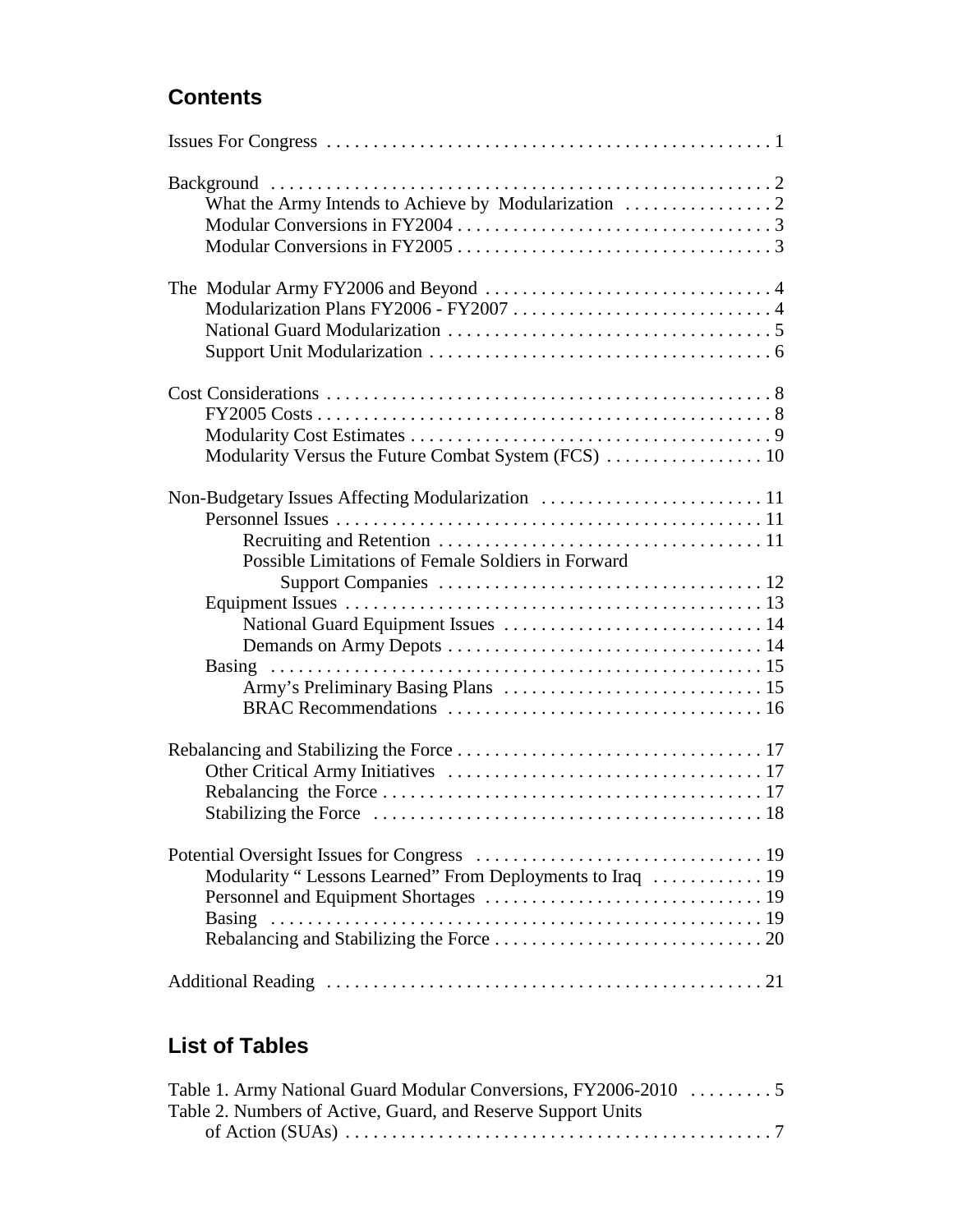## Contents

Issues For Congress . . . . . . . . . . . . . . . . . . . . . . . . . . . . . . . . . . . . . . . . . . . . . . . 1

Background . . . . . . . . . . . . . . . . . . . . . . . . . . . . . . . . . . . . . . . . . . . . . . . . . . . . 2
- What the Army Intends to Achieve by Modularization . . . . . . . . . . . . . . . . 2
- Modular Conversions in FY2004 . . . . . . . . . . . . . . . . . . . . . . . . . . . . . . . . . . 3
- Modular Conversions in FY2005 . . . . . . . . . . . . . . . . . . . . . . . . . . . . . . . . . . 3

The Modular Army FY2006 and Beyond . . . . . . . . . . . . . . . . . . . . . . . . . . . . . . . 4
- Modularization Plans FY2006 - FY2007 . . . . . . . . . . . . . . . . . . . . . . . . . . . . 4
- National Guard Modularization . . . . . . . . . . . . . . . . . . . . . . . . . . . . . . . . . . . 5
- Support Unit Modularization . . . . . . . . . . . . . . . . . . . . . . . . . . . . . . . . . . . . . 6

Cost Considerations . . . . . . . . . . . . . . . . . . . . . . . . . . . . . . . . . . . . . . . . . . . . . . . 8
- FY2005 Costs . . . . . . . . . . . . . . . . . . . . . . . . . . . . . . . . . . . . . . . . . . . . . . . . . 8
- Modularity Cost Estimates . . . . . . . . . . . . . . . . . . . . . . . . . . . . . . . . . . . . . . . 9
- Modularity Versus the Future Combat System (FCS) . . . . . . . . . . . . . . . . . 10

Non-Budgetary Issues Affecting Modularization . . . . . . . . . . . . . . . . . . . . . . . . 11
- Personnel Issues . . . . . . . . . . . . . . . . . . . . . . . . . . . . . . . . . . . . . . . . . . . . . . 11
  - Recruiting and Retention . . . . . . . . . . . . . . . . . . . . . . . . . . . . . . . . . . . 11
  - Possible Limitations of Female Soldiers in Forward Support Companies . . . . . . . . . . . . . . . . . . . . . . . . . . . . . . . . . . . 12
- Equipment Issues . . . . . . . . . . . . . . . . . . . . . . . . . . . . . . . . . . . . . . . . . . . . . 13
  - National Guard Equipment Issues . . . . . . . . . . . . . . . . . . . . . . . . . . . . 14
  - Demands on Army Depots . . . . . . . . . . . . . . . . . . . . . . . . . . . . . . . . . . 14
- Basing . . . . . . . . . . . . . . . . . . . . . . . . . . . . . . . . . . . . . . . . . . . . . . . . . . . . . 15
  - Army's Preliminary Basing Plans . . . . . . . . . . . . . . . . . . . . . . . . . . . . 15
  - BRAC Recommendations . . . . . . . . . . . . . . . . . . . . . . . . . . . . . . . . . . 16

Rebalancing and Stabilizing the Force . . . . . . . . . . . . . . . . . . . . . . . . . . . . . . . . 17
- Other Critical Army Initiatives . . . . . . . . . . . . . . . . . . . . . . . . . . . . . . . . . . 17
- Rebalancing the Force . . . . . . . . . . . . . . . . . . . . . . . . . . . . . . . . . . . . . . . . . 17
- Stabilizing the Force . . . . . . . . . . . . . . . . . . . . . . . . . . . . . . . . . . . . . . . . . . 18

Potential Oversight Issues for Congress . . . . . . . . . . . . . . . . . . . . . . . . . . . . . . . 19
- Modularity " Lessons Learned" From Deployments to Iraq . . . . . . . . . . . . 19
- Personnel and Equipment Shortages . . . . . . . . . . . . . . . . . . . . . . . . . . . . . . 19
- Basing . . . . . . . . . . . . . . . . . . . . . . . . . . . . . . . . . . . . . . . . . . . . . . . . . . . . . 19
- Rebalancing and Stabilizing the Force . . . . . . . . . . . . . . . . . . . . . . . . . . . . . 20

Additional Reading . . . . . . . . . . . . . . . . . . . . . . . . . . . . . . . . . . . . . . . . . . . . . . . 21

## List of Tables

Table 1. Army National Guard Modular Conversions, FY2006-2010 . . . . . . . . . 5

Table 2. Numbers of Active, Guard, and Reserve Support Units of Action (SUAs) . . . . . . . . . . . . . . . . . . . . . . . . . . . . . . . . . . . . . . . . . . . . . . 7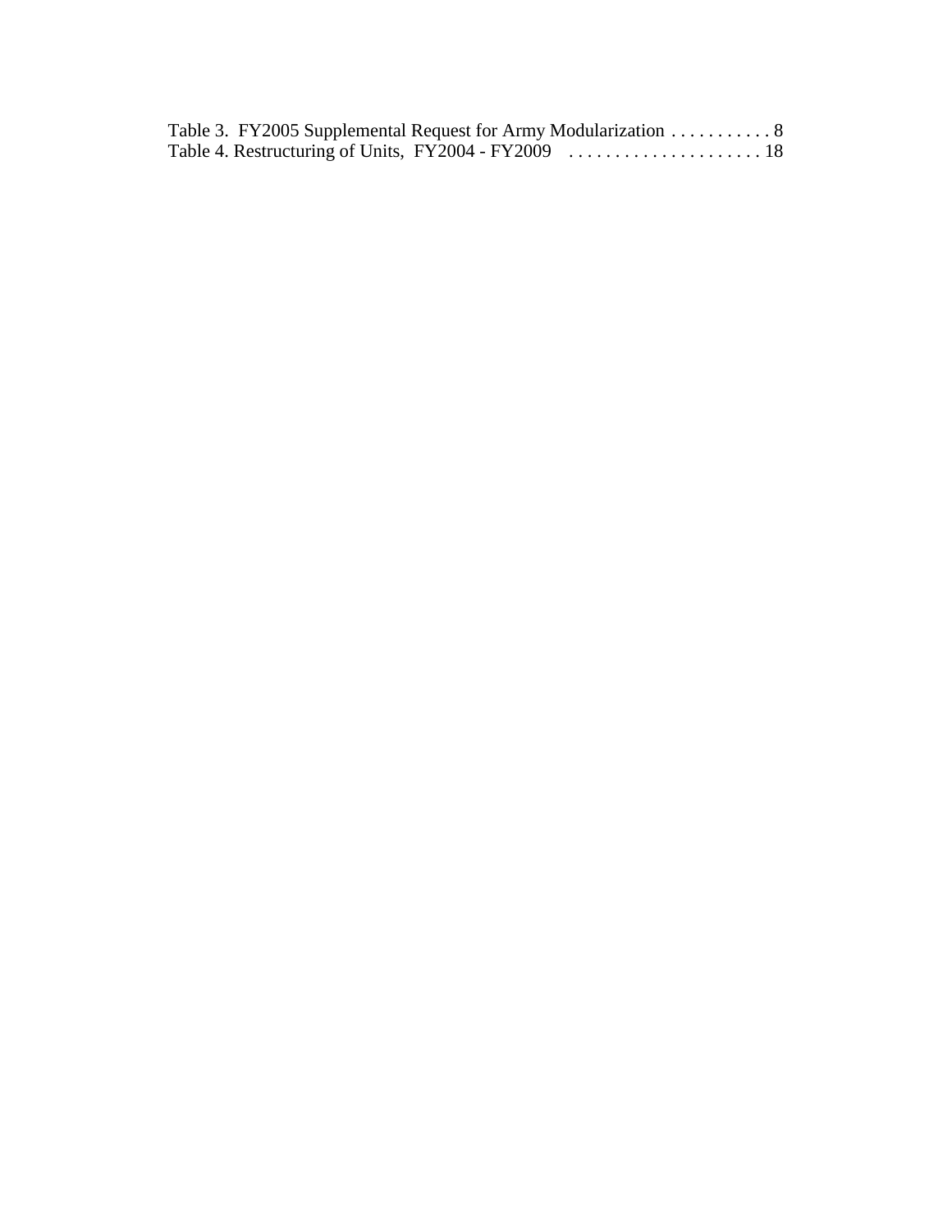Table 3. FY2005 Supplemental Request for Army Modularization . . . . . . . . . . . 8
Table 4. Restructuring of Units, FY2004 - FY2009 . . . . . . . . . . . . . . . . . . . . . 18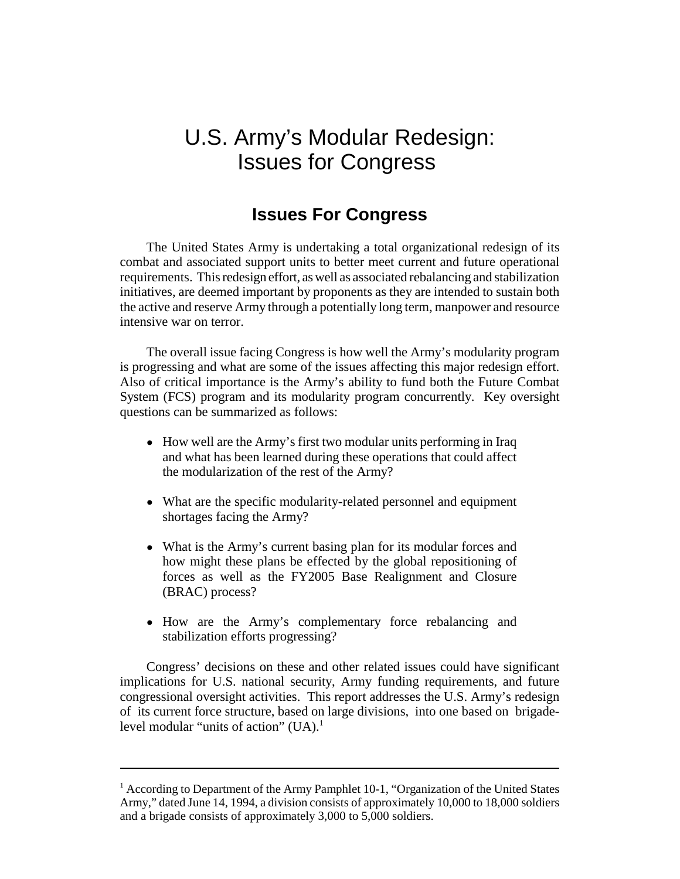# U.S. Army's Modular Redesign: Issues for Congress

## Issues For Congress

The United States Army is undertaking a total organizational redesign of its combat and associated support units to better meet current and future operational requirements. This redesign effort, as well as associated rebalancing and stabilization initiatives, are deemed important by proponents as they are intended to sustain both the active and reserve Army through a potentially long term, manpower and resource intensive war on terror.

The overall issue facing Congress is how well the Army's modularity program is progressing and what are some of the issues affecting this major redesign effort. Also of critical importance is the Army's ability to fund both the Future Combat System (FCS) program and its modularity program concurrently. Key oversight questions can be summarized as follows:

- How well are the Army's first two modular units performing in Iraq and what has been learned during these operations that could affect the modularization of the rest of the Army?
- What are the specific modularity-related personnel and equipment shortages facing the Army?
- What is the Army's current basing plan for its modular forces and how might these plans be effected by the global repositioning of forces as well as the FY2005 Base Realignment and Closure (BRAC) process?
- How are the Army's complementary force rebalancing and stabilization efforts progressing?

Congress' decisions on these and other related issues could have significant implications for U.S. national security, Army funding requirements, and future congressional oversight activities. This report addresses the U.S. Army's redesign of its current force structure, based on large divisions, into one based on brigade-level modular "units of action" (UA).[1]

---

[1] According to Department of the Army Pamphlet 10-1, "Organization of the United States Army," dated June 14, 1994, a division consists of approximately 10,000 to 18,000 soldiers and a brigade consists of approximately 3,000 to 5,000 soldiers.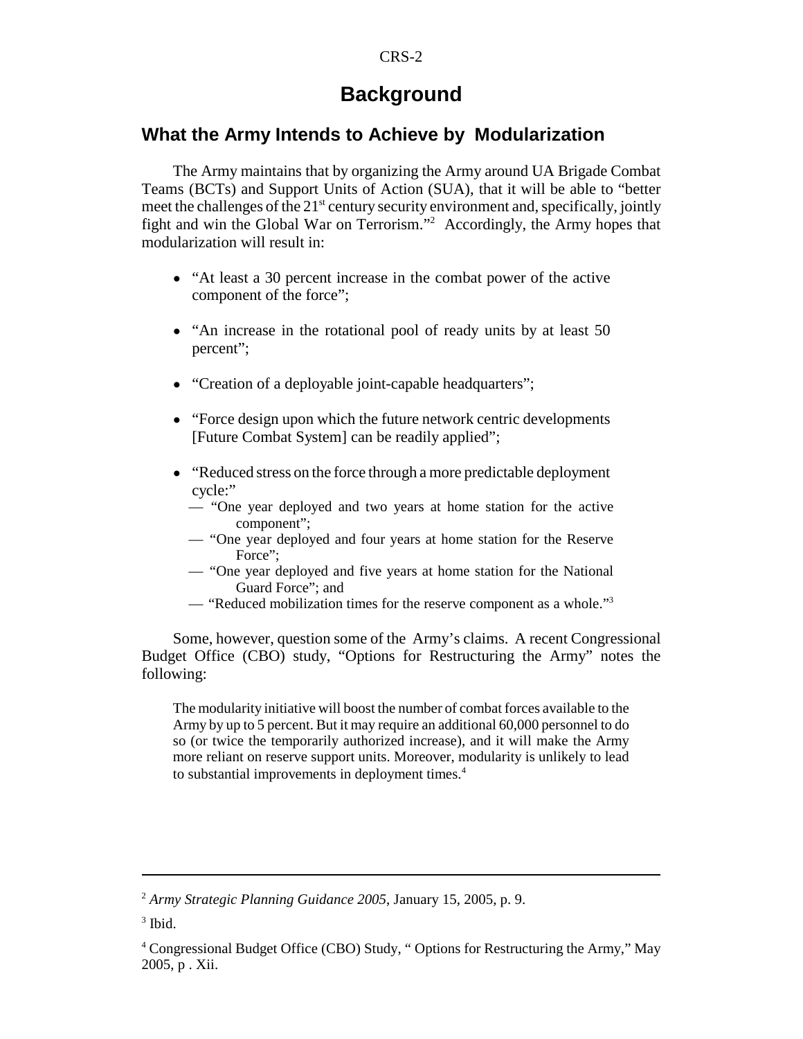# Background

## What the Army Intends to Achieve by Modularization

The Army maintains that by organizing the Army around UA Brigade Combat Teams (BCTs) and Support Units of Action (SUA), that it will be able to "better meet the challenges of the 21st century security environment and, specifically, jointly fight and win the Global War on Terrorism."[2] Accordingly, the Army hopes that modularization will result in:

- "At least a 30 percent increase in the combat power of the active component of the force";
- "An increase in the rotational pool of ready units by at least 50 percent";
- "Creation of a deployable joint-capable headquarters";
- "Force design upon which the future network centric developments [Future Combat System] can be readily applied";
- "Reduced stress on the force through a more predictable deployment cycle:"
  - — "One year deployed and two years at home station for the active component";
  - — "One year deployed and four years at home station for the Reserve Force";
  - — "One year deployed and five years at home station for the National Guard Force"; and
  - — "Reduced mobilization times for the reserve component as a whole."[3]

Some, however, question some of the Army's claims. A recent Congressional Budget Office (CBO) study, "Options for Restructuring the Army" notes the following:

> The modularity initiative will boost the number of combat forces available to the Army by up to 5 percent. But it may require an additional 60,000 personnel to do so (or twice the temporarily authorized increase), and it will make the Army more reliant on reserve support units. Moreover, modularity is unlikely to lead to substantial improvements in deployment times.[4]

---

[2] *Army Strategic Planning Guidance 2005,* January 15, 2005, p. 9.

[3] Ibid.

[4] Congressional Budget Office (CBO) Study, " Options for Restructuring the Army," May 2005, p . Xii.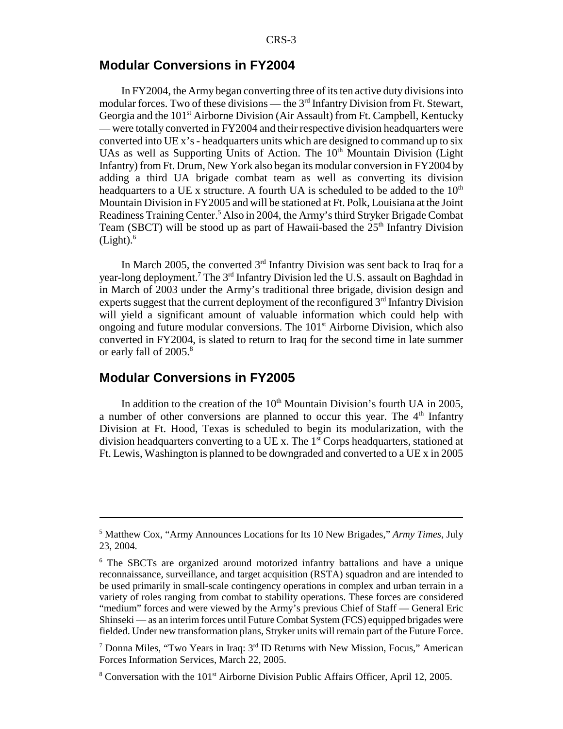## Modular Conversions in FY2004

In FY2004, the Army began converting three of its ten active duty divisions into modular forces. Two of these divisions — the 3rd Infantry Division from Ft. Stewart, Georgia and the 101st Airborne Division (Air Assault) from Ft. Campbell, Kentucky — were totally converted in FY2004 and their respective division headquarters were converted into UE x's - headquarters units which are designed to command up to six UAs as well as Supporting Units of Action. The 10th Mountain Division (Light Infantry) from Ft. Drum, New York also began its modular conversion in FY2004 by adding a third UA brigade combat team as well as converting its division headquarters to a UE x structure. A fourth UA is scheduled to be added to the 10th Mountain Division in FY2005 and will be stationed at Ft. Polk, Louisiana at the Joint Readiness Training Center.[5] Also in 2004, the Army's third Stryker Brigade Combat Team (SBCT) will be stood up as part of Hawaii-based the 25th Infantry Division (Light).[6]

In March 2005, the converted 3rd Infantry Division was sent back to Iraq for a year-long deployment.[7] The 3rd Infantry Division led the U.S. assault on Baghdad in in March of 2003 under the Army's traditional three brigade, division design and experts suggest that the current deployment of the reconfigured 3rd Infantry Division will yield a significant amount of valuable information which could help with ongoing and future modular conversions. The 101st Airborne Division, which also converted in FY2004, is slated to return to Iraq for the second time in late summer or early fall of 2005.[8]

## Modular Conversions in FY2005

In addition to the creation of the 10th Mountain Division's fourth UA in 2005, a number of other conversions are planned to occur this year. The 4th Infantry Division at Ft. Hood, Texas is scheduled to begin its modularization, with the division headquarters converting to a UE x. The 1st Corps headquarters, stationed at Ft. Lewis, Washington is planned to be downgraded and converted to a UE x in 2005

---

[5] Matthew Cox, "Army Announces Locations for Its 10 New Brigades," *Army Times*, July 23, 2004.

[6] The SBCTs are organized around motorized infantry battalions and have a unique reconnaissance, surveillance, and target acquisition (RSTA) squadron and are intended to be used primarily in small-scale contingency operations in complex and urban terrain in a variety of roles ranging from combat to stability operations. These forces are considered "medium" forces and were viewed by the Army's previous Chief of Staff — General Eric Shinseki — as an interim forces until Future Combat System (FCS) equipped brigades were fielded. Under new transformation plans, Stryker units will remain part of the Future Force.

[7] Donna Miles, "Two Years in Iraq: 3rd ID Returns with New Mission, Focus," American Forces Information Services, March 22, 2005.

[8] Conversation with the 101st Airborne Division Public Affairs Officer, April 12, 2005.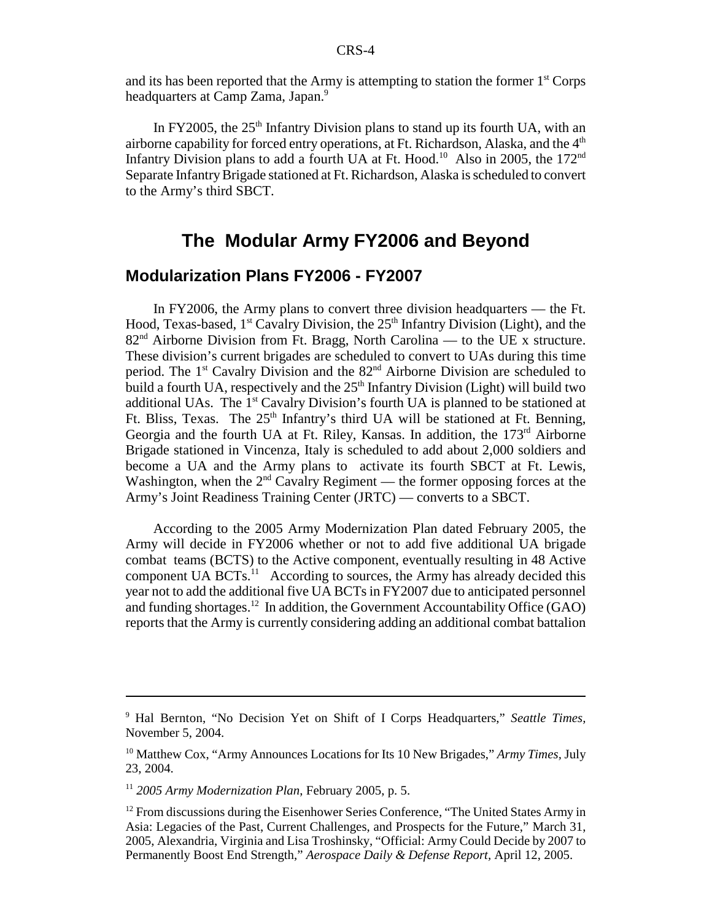and its has been reported that the Army is attempting to station the former 1st Corps headquarters at Camp Zama, Japan.[9]

In FY2005, the 25th Infantry Division plans to stand up its fourth UA, with an airborne capability for forced entry operations, at Ft. Richardson, Alaska, and the 4th Infantry Division plans to add a fourth UA at Ft. Hood.[10] Also in 2005, the 172nd Separate Infantry Brigade stationed at Ft. Richardson, Alaska is scheduled to convert to the Army's third SBCT.

# The Modular Army FY2006 and Beyond

## Modularization Plans FY2006 - FY2007

In FY2006, the Army plans to convert three division headquarters — the Ft. Hood, Texas-based, 1st Cavalry Division, the 25th Infantry Division (Light), and the 82nd Airborne Division from Ft. Bragg, North Carolina — to the UE x structure. These division's current brigades are scheduled to convert to UAs during this time period. The 1st Cavalry Division and the 82nd Airborne Division are scheduled to build a fourth UA, respectively and the 25th Infantry Division (Light) will build two additional UAs. The 1st Cavalry Division's fourth UA is planned to be stationed at Ft. Bliss, Texas. The 25th Infantry's third UA will be stationed at Ft. Benning, Georgia and the fourth UA at Ft. Riley, Kansas. In addition, the 173rd Airborne Brigade stationed in Vincenza, Italy is scheduled to add about 2,000 soldiers and become a UA and the Army plans to activate its fourth SBCT at Ft. Lewis, Washington, when the 2nd Cavalry Regiment — the former opposing forces at the Army's Joint Readiness Training Center (JRTC) — converts to a SBCT.

According to the 2005 Army Modernization Plan dated February 2005, the Army will decide in FY2006 whether or not to add five additional UA brigade combat teams (BCTS) to the Active component, eventually resulting in 48 Active component UA BCTs.[11] According to sources, the Army has already decided this year not to add the additional five UA BCTs in FY2007 due to anticipated personnel and funding shortages.[12] In addition, the Government Accountability Office (GAO) reports that the Army is currently considering adding an additional combat battalion

---

[9] Hal Bernton, "No Decision Yet on Shift of I Corps Headquarters," *Seattle Times*, November 5, 2004.

[10] Matthew Cox, "Army Announces Locations for Its 10 New Brigades," *Army Times*, July 23, 2004.

[11] *2005 Army Modernization Plan*, February 2005, p. 5.

[12] From discussions during the Eisenhower Series Conference, "The United States Army in Asia: Legacies of the Past, Current Challenges, and Prospects for the Future," March 31, 2005, Alexandria, Virginia and Lisa Troshinsky, "Official: Army Could Decide by 2007 to Permanently Boost End Strength," *Aerospace Daily & Defense Report*, April 12, 2005.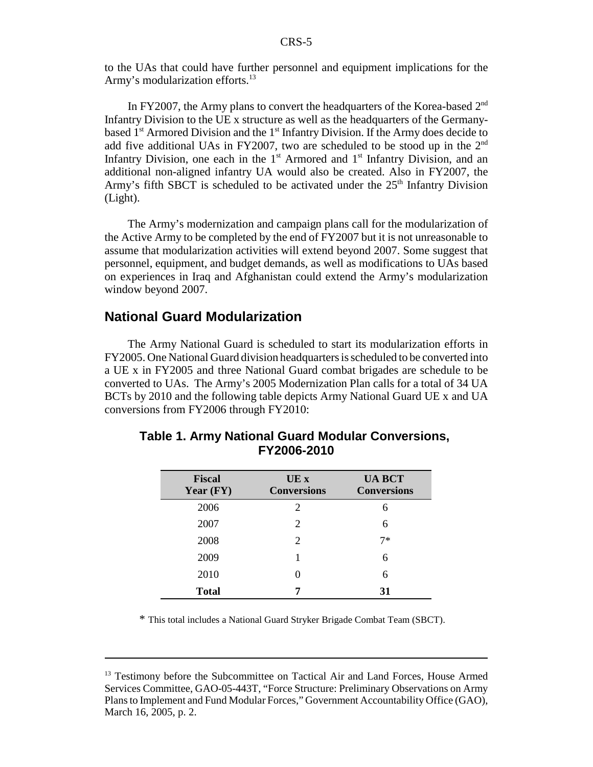to the UAs that could have further personnel and equipment implications for the Army's modularization efforts.[13]

In FY2007, the Army plans to convert the headquarters of the Korea-based 2nd Infantry Division to the UE x structure as well as the headquarters of the Germany-based 1st Armored Division and the 1st Infantry Division. If the Army does decide to add five additional UAs in FY2007, two are scheduled to be stood up in the 2nd Infantry Division, one each in the 1st Armored and 1st Infantry Division, and an additional non-aligned infantry UA would also be created. Also in FY2007, the Army's fifth SBCT is scheduled to be activated under the 25th Infantry Division (Light).

The Army's modernization and campaign plans call for the modularization of the Active Army to be completed by the end of FY2007 but it is not unreasonable to assume that modularization activities will extend beyond 2007. Some suggest that personnel, equipment, and budget demands, as well as modifications to UAs based on experiences in Iraq and Afghanistan could extend the Army's modularization window beyond 2007.

## National Guard Modularization

The Army National Guard is scheduled to start its modularization efforts in FY2005. One National Guard division headquarters is scheduled to be converted into a UE x in FY2005 and three National Guard combat brigades are schedule to be converted to UAs. The Army's 2005 Modernization Plan calls for a total of 34 UA BCTs by 2010 and the following table depicts Army National Guard UE x and UA conversions from FY2006 through FY2010:

**Table 1. Army National Guard Modular Conversions, FY2006-2010**

| Fiscal Year (FY) | UE x Conversions | UA BCT Conversions |
|---|---|---|
| 2006 | 2 | 6 |
| 2007 | 2 | 6 |
| 2008 | 2 | 7* |
| 2009 | 1 | 6 |
| 2010 | 0 | 6 |
| **Total** | **7** | **31** |

\* This total includes a National Guard Stryker Brigade Combat Team (SBCT).

---

[13] Testimony before the Subcommittee on Tactical Air and Land Forces, House Armed Services Committee, GAO-05-443T, "Force Structure: Preliminary Observations on Army Plans to Implement and Fund Modular Forces," Government Accountability Office (GAO), March 16, 2005, p. 2.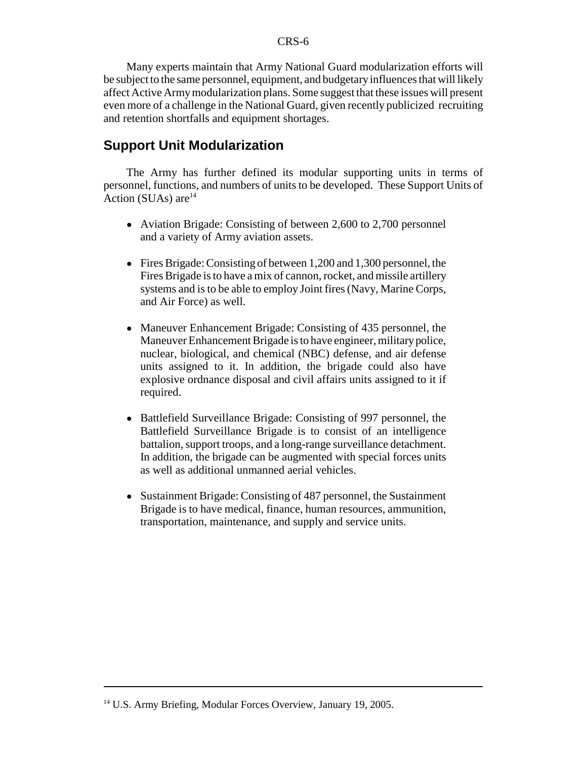Many experts maintain that Army National Guard modularization efforts will be subject to the same personnel, equipment, and budgetary influences that will likely affect Active Army modularization plans. Some suggest that these issues will present even more of a challenge in the National Guard, given recently publicized recruiting and retention shortfalls and equipment shortages.

## Support Unit Modularization

The Army has further defined its modular supporting units in terms of personnel, functions, and numbers of units to be developed. These Support Units of Action (SUAs) are[14]

- Aviation Brigade: Consisting of between 2,600 to 2,700 personnel and a variety of Army aviation assets.

- Fires Brigade: Consisting of between 1,200 and 1,300 personnel, the Fires Brigade is to have a mix of cannon, rocket, and missile artillery systems and is to be able to employ Joint fires (Navy, Marine Corps, and Air Force) as well.

- Maneuver Enhancement Brigade: Consisting of 435 personnel, the Maneuver Enhancement Brigade is to have engineer, military police, nuclear, biological, and chemical (NBC) defense, and air defense units assigned to it. In addition, the brigade could also have explosive ordnance disposal and civil affairs units assigned to it if required.

- Battlefield Surveillance Brigade: Consisting of 997 personnel, the Battlefield Surveillance Brigade is to consist of an intelligence battalion, support troops, and a long-range surveillance detachment. In addition, the brigade can be augmented with special forces units as well as additional unmanned aerial vehicles.

- Sustainment Brigade: Consisting of 487 personnel, the Sustainment Brigade is to have medical, finance, human resources, ammunition, transportation, maintenance, and supply and service units.

---

[14] U.S. Army Briefing, Modular Forces Overview, January 19, 2005.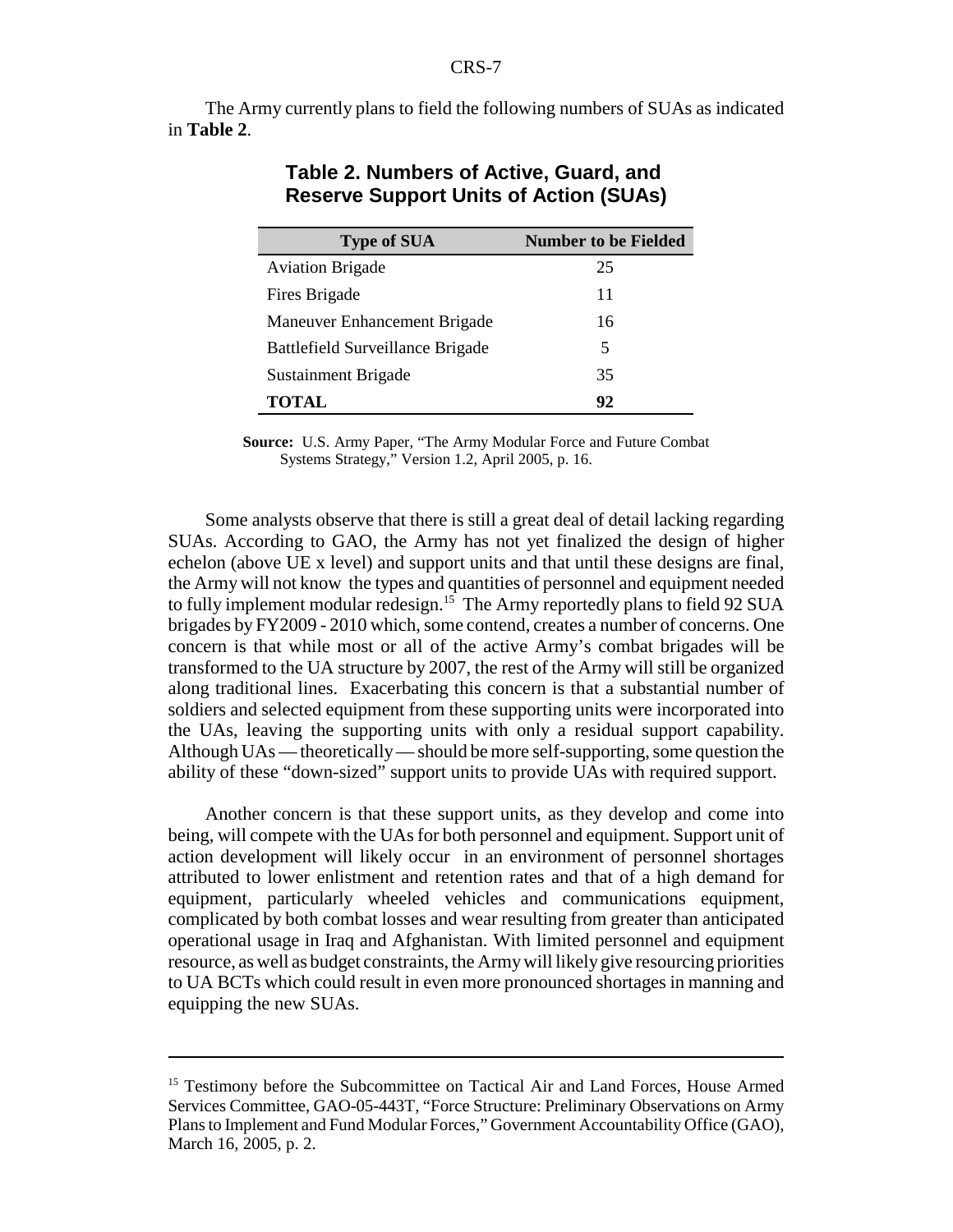The Army currently plans to field the following numbers of SUAs as indicated in **Table 2**.

**Table 2. Numbers of Active, Guard, and Reserve Support Units of Action (SUAs)**

| Type of SUA | Number to be Fielded |
|---|---|
| Aviation Brigade | 25 |
| Fires Brigade | 11 |
| Maneuver Enhancement Brigade | 16 |
| Battlefield Surveillance Brigade | 5 |
| Sustainment Brigade | 35 |
| **TOTAL** | **92** |

**Source:** U.S. Army Paper, "The Army Modular Force and Future Combat Systems Strategy," Version 1.2, April 2005, p. 16.

Some analysts observe that there is still a great deal of detail lacking regarding SUAs. According to GAO, the Army has not yet finalized the design of higher echelon (above UE x level) and support units and that until these designs are final, the Army will not know the types and quantities of personnel and equipment needed to fully implement modular redesign.[15] The Army reportedly plans to field 92 SUA brigades by FY2009 - 2010 which, some contend, creates a number of concerns. One concern is that while most or all of the active Army's combat brigades will be transformed to the UA structure by 2007, the rest of the Army will still be organized along traditional lines. Exacerbating this concern is that a substantial number of soldiers and selected equipment from these supporting units were incorporated into the UAs, leaving the supporting units with only a residual support capability. Although UAs — theoretically — should be more self-supporting, some question the ability of these "down-sized" support units to provide UAs with required support.

Another concern is that these support units, as they develop and come into being, will compete with the UAs for both personnel and equipment. Support unit of action development will likely occur in an environment of personnel shortages attributed to lower enlistment and retention rates and that of a high demand for equipment, particularly wheeled vehicles and communications equipment, complicated by both combat losses and wear resulting from greater than anticipated operational usage in Iraq and Afghanistan. With limited personnel and equipment resource, as well as budget constraints, the Army will likely give resourcing priorities to UA BCTs which could result in even more pronounced shortages in manning and equipping the new SUAs.

---

[15] Testimony before the Subcommittee on Tactical Air and Land Forces, House Armed Services Committee, GAO-05-443T, "Force Structure: Preliminary Observations on Army Plans to Implement and Fund Modular Forces," Government Accountability Office (GAO), March 16, 2005, p. 2.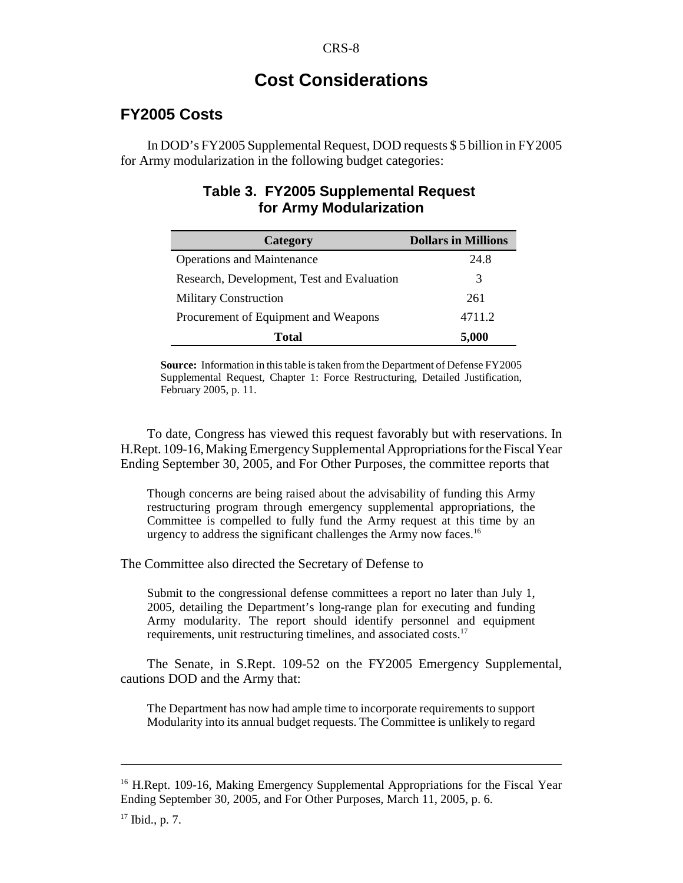# Cost Considerations

## FY2005 Costs

In DOD's FY2005 Supplemental Request, DOD requests $ 5 billion in FY2005 for Army modularization in the following budget categories:

### Table 3. FY2005 Supplemental Request for Army Modularization

| Category | Dollars in Millions |
|---|---|
| Operations and Maintenance | 24.8 |
| Research, Development, Test and Evaluation | 3 |
| Military Construction | 261 |
| Procurement of Equipment and Weapons | 4711.2 |
| **Total** | **5,000** |

**Source:** Information in this table is taken from the Department of Defense FY2005 Supplemental Request, Chapter 1: Force Restructuring, Detailed Justification, February 2005, p. 11.

To date, Congress has viewed this request favorably but with reservations. In H.Rept. 109-16, Making Emergency Supplemental Appropriations for the Fiscal Year Ending September 30, 2005, and For Other Purposes, the committee reports that

> Though concerns are being raised about the advisability of funding this Army restructuring program through emergency supplemental appropriations, the Committee is compelled to fully fund the Army request at this time by an urgency to address the significant challenges the Army now faces.[16]

The Committee also directed the Secretary of Defense to

> Submit to the congressional defense committees a report no later than July 1, 2005, detailing the Department's long-range plan for executing and funding Army modularity. The report should identify personnel and equipment requirements, unit restructuring timelines, and associated costs.[17]

The Senate, in S.Rept. 109-52 on the FY2005 Emergency Supplemental, cautions DOD and the Army that:

> The Department has now had ample time to incorporate requirements to support Modularity into its annual budget requests. The Committee is unlikely to regard

---

[16] H.Rept. 109-16, Making Emergency Supplemental Appropriations for the Fiscal Year Ending September 30, 2005, and For Other Purposes, March 11, 2005, p. 6.

[17] Ibid., p. 7.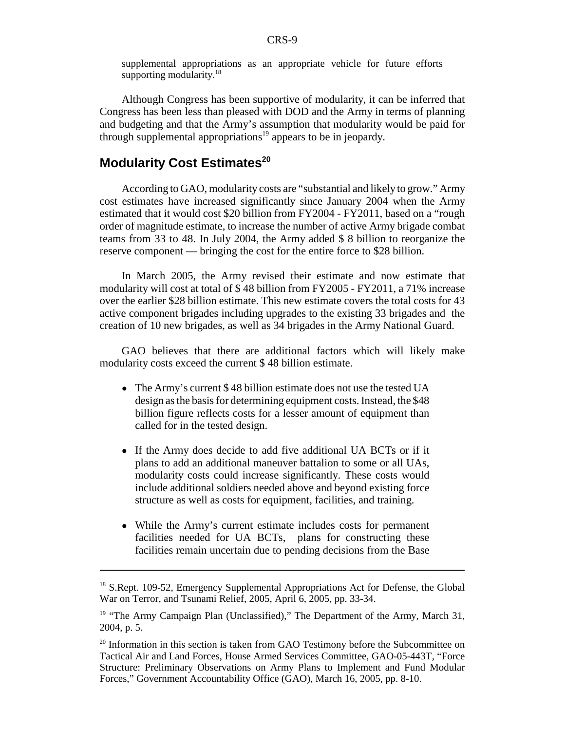supplemental appropriations as an appropriate vehicle for future efforts supporting modularity.[18]

Although Congress has been supportive of modularity, it can be inferred that Congress has been less than pleased with DOD and the Army in terms of planning and budgeting and that the Army's assumption that modularity would be paid for through supplemental appropriations[19] appears to be in jeopardy.

## Modularity Cost Estimates[20]

According to GAO, modularity costs are "substantial and likely to grow." Army cost estimates have increased significantly since January 2004 when the Army estimated that it would cost $20 billion from FY2004 - FY2011, based on a "rough order of magnitude estimate, to increase the number of active Army brigade combat teams from 33 to 48. In July 2004, the Army added $ 8 billion to reorganize the reserve component — bringing the cost for the entire force to $28 billion.

In March 2005, the Army revised their estimate and now estimate that modularity will cost at total of $ 48 billion from FY2005 - FY2011, a 71% increase over the earlier $28 billion estimate. This new estimate covers the total costs for 43 active component brigades including upgrades to the existing 33 brigades and the creation of 10 new brigades, as well as 34 brigades in the Army National Guard.

GAO believes that there are additional factors which will likely make modularity costs exceed the current $ 48 billion estimate.

- The Army's current $ 48 billion estimate does not use the tested UA design as the basis for determining equipment costs. Instead, the $48 billion figure reflects costs for a lesser amount of equipment than called for in the tested design.
- If the Army does decide to add five additional UA BCTs or if it plans to add an additional maneuver battalion to some or all UAs, modularity costs could increase significantly. These costs would include additional soldiers needed above and beyond existing force structure as well as costs for equipment, facilities, and training.
- While the Army's current estimate includes costs for permanent facilities needed for UA BCTs, plans for constructing these facilities remain uncertain due to pending decisions from the Base

[18] S.Rept. 109-52, Emergency Supplemental Appropriations Act for Defense, the Global War on Terror, and Tsunami Relief, 2005, April 6, 2005, pp. 33-34.

[19] "The Army Campaign Plan (Unclassified)," The Department of the Army, March 31, 2004, p. 5.

[20] Information in this section is taken from GAO Testimony before the Subcommittee on Tactical Air and Land Forces, House Armed Services Committee, GAO-05-443T, "Force Structure: Preliminary Observations on Army Plans to Implement and Fund Modular Forces," Government Accountability Office (GAO), March 16, 2005, pp. 8-10.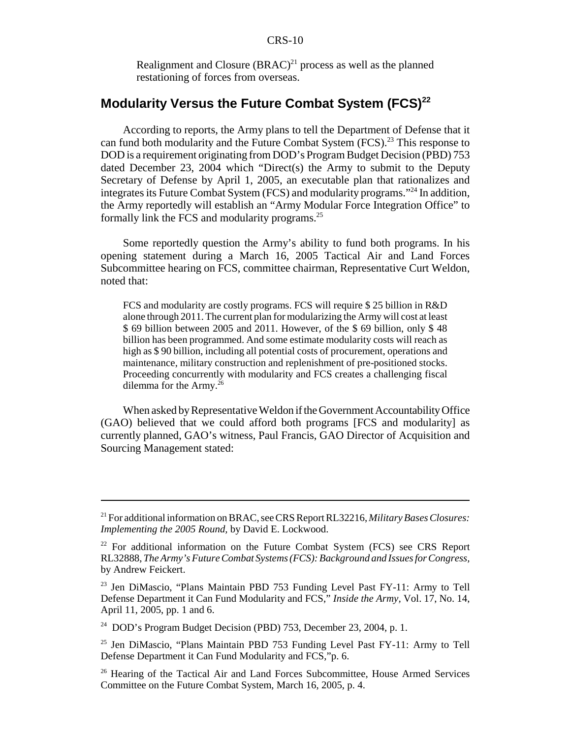Realignment and Closure (BRAC)[21] process as well as the planned restationing of forces from overseas.

## Modularity Versus the Future Combat System (FCS)[22]

According to reports, the Army plans to tell the Department of Defense that it can fund both modularity and the Future Combat System (FCS).[23] This response to DOD is a requirement originating from DOD's Program Budget Decision (PBD) 753 dated December 23, 2004 which "Direct(s) the Army to submit to the Deputy Secretary of Defense by April 1, 2005, an executable plan that rationalizes and integrates its Future Combat System (FCS) and modularity programs."[24] In addition, the Army reportedly will establish an "Army Modular Force Integration Office" to formally link the FCS and modularity programs.[25]

Some reportedly question the Army's ability to fund both programs. In his opening statement during a March 16, 2005 Tactical Air and Land Forces Subcommittee hearing on FCS, committee chairman, Representative Curt Weldon, noted that:

> FCS and modularity are costly programs. FCS will require $ 25 billion in R&D alone through 2011. The current plan for modularizing the Army will cost at least $ 69 billion between 2005 and 2011. However, of the $ 69 billion, only $ 48 billion has been programmed. And some estimate modularity costs will reach as high as $ 90 billion, including all potential costs of procurement, operations and maintenance, military construction and replenishment of pre-positioned stocks. Proceeding concurrently with modularity and FCS creates a challenging fiscal dilemma for the Army.[26]

When asked by Representative Weldon if the Government Accountability Office (GAO) believed that we could afford both programs [FCS and modularity] as currently planned, GAO's witness, Paul Francis, GAO Director of Acquisition and Sourcing Management stated:

---

[21] For additional information on BRAC, see CRS Report RL32216, *Military Bases Closures: Implementing the 2005 Round*, by David E. Lockwood.

[22] For additional information on the Future Combat System (FCS) see CRS Report RL32888, *The Army's Future Combat Systems (FCS): Background and Issues for Congress*, by Andrew Feickert.

[23] Jen DiMascio, "Plans Maintain PBD 753 Funding Level Past FY-11: Army to Tell Defense Department it Can Fund Modularity and FCS," *Inside the Army*, Vol. 17, No. 14, April 11, 2005, pp. 1 and 6.

[24] DOD's Program Budget Decision (PBD) 753, December 23, 2004, p. 1.

[25] Jen DiMascio, "Plans Maintain PBD 753 Funding Level Past FY-11: Army to Tell Defense Department it Can Fund Modularity and FCS,"p. 6.

[26] Hearing of the Tactical Air and Land Forces Subcommittee, House Armed Services Committee on the Future Combat System, March 16, 2005, p. 4.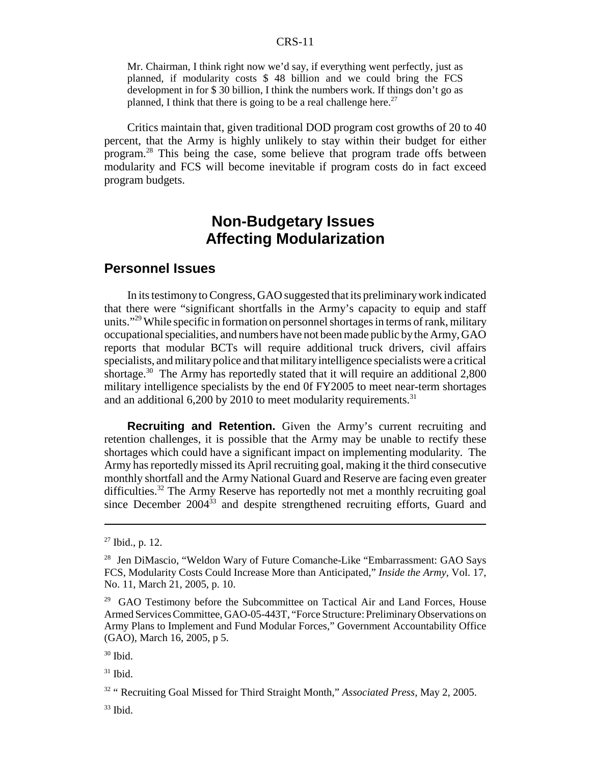> Mr. Chairman, I think right now we'd say, if everything went perfectly, just as planned, if modularity costs $ 48 billion and we could bring the FCS development in for $ 30 billion, I think the numbers work. If things don't go as planned, I think that there is going to be a real challenge here.[27]

Critics maintain that, given traditional DOD program cost growths of 20 to 40 percent, that the Army is highly unlikely to stay within their budget for either program.[28] This being the case, some believe that program trade offs between modularity and FCS will become inevitable if program costs do in fact exceed program budgets.

# Non-Budgetary Issues Affecting Modularization

## Personnel Issues

In its testimony to Congress, GAO suggested that its preliminary work indicated that there were "significant shortfalls in the Army's capacity to equip and staff units."[29] While specific in formation on personnel shortages in terms of rank, military occupational specialities, and numbers have not been made public by the Army, GAO reports that modular BCTs will require additional truck drivers, civil affairs specialists, and military police and that military intelligence specialists were a critical shortage.[30] The Army has reportedly stated that it will require an additional 2,800 military intelligence specialists by the end 0f FY2005 to meet near-term shortages and an additional 6,200 by 2010 to meet modularity requirements.[31]

**Recruiting and Retention.** Given the Army's current recruiting and retention challenges, it is possible that the Army may be unable to rectify these shortages which could have a significant impact on implementing modularity. The Army has reportedly missed its April recruiting goal, making it the third consecutive monthly shortfall and the Army National Guard and Reserve are facing even greater difficulties.[32] The Army Reserve has reportedly not met a monthly recruiting goal since December 2004[33] and despite strengthened recruiting efforts, Guard and

---

[27] Ibid., p. 12.

[28] Jen DiMascio, "Weldon Wary of Future Comanche-Like "Embarrassment: GAO Says FCS, Modularity Costs Could Increase More than Anticipated," *Inside the Army,* Vol. 17, No. 11, March 21, 2005, p. 10.

[29] GAO Testimony before the Subcommittee on Tactical Air and Land Forces, House Armed Services Committee, GAO-05-443T, "Force Structure: Preliminary Observations on Army Plans to Implement and Fund Modular Forces," Government Accountability Office (GAO), March 16, 2005, p 5.

[30] Ibid.

[31] Ibid.

[32] " Recruiting Goal Missed for Third Straight Month," *Associated Press,* May 2, 2005.

[33] Ibid.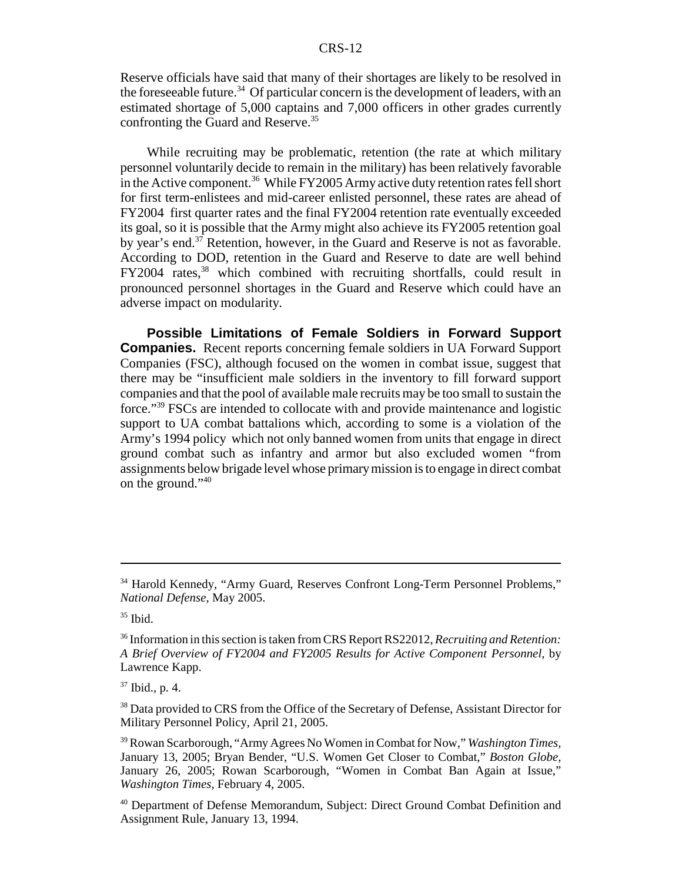Reserve officials have said that many of their shortages are likely to be resolved in the foreseeable future.[34] Of particular concern is the development of leaders, with an estimated shortage of 5,000 captains and 7,000 officers in other grades currently confronting the Guard and Reserve.[35]

While recruiting may be problematic, retention (the rate at which military personnel voluntarily decide to remain in the military) has been relatively favorable in the Active component.[36] While FY2005 Army active duty retention rates fell short for first term-enlistees and mid-career enlisted personnel, these rates are ahead of FY2004 first quarter rates and the final FY2004 retention rate eventually exceeded its goal, so it is possible that the Army might also achieve its FY2005 retention goal by year's end.[37] Retention, however, in the Guard and Reserve is not as favorable. According to DOD, retention in the Guard and Reserve to date are well behind FY2004 rates,[38] which combined with recruiting shortfalls, could result in pronounced personnel shortages in the Guard and Reserve which could have an adverse impact on modularity.

**Possible Limitations of Female Soldiers in Forward Support Companies.** Recent reports concerning female soldiers in UA Forward Support Companies (FSC), although focused on the women in combat issue, suggest that there may be "insufficient male soldiers in the inventory to fill forward support companies and that the pool of available male recruits may be too small to sustain the force."[39] FSCs are intended to collocate with and provide maintenance and logistic support to UA combat battalions which, according to some is a violation of the Army's 1994 policy which not only banned women from units that engage in direct ground combat such as infantry and armor but also excluded women "from assignments below brigade level whose primary mission is to engage in direct combat on the ground."[40]

---

[34] Harold Kennedy, "Army Guard, Reserves Confront Long-Term Personnel Problems," *National Defense*, May 2005.

[35] Ibid.

[36] Information in this section is taken from CRS Report RS22012, *Recruiting and Retention: A Brief Overview of FY2004 and FY2005 Results for Active Component Personnel*, by Lawrence Kapp.

[37] Ibid., p. 4.

[38] Data provided to CRS from the Office of the Secretary of Defense, Assistant Director for Military Personnel Policy, April 21, 2005.

[39] Rowan Scarborough, "Army Agrees No Women in Combat for Now," *Washington Times*, January 13, 2005; Bryan Bender, "U.S. Women Get Closer to Combat," *Boston Globe*, January 26, 2005; Rowan Scarborough, "Women in Combat Ban Again at Issue," *Washington Times*, February 4, 2005.

[40] Department of Defense Memorandum, Subject: Direct Ground Combat Definition and Assignment Rule, January 13, 1994.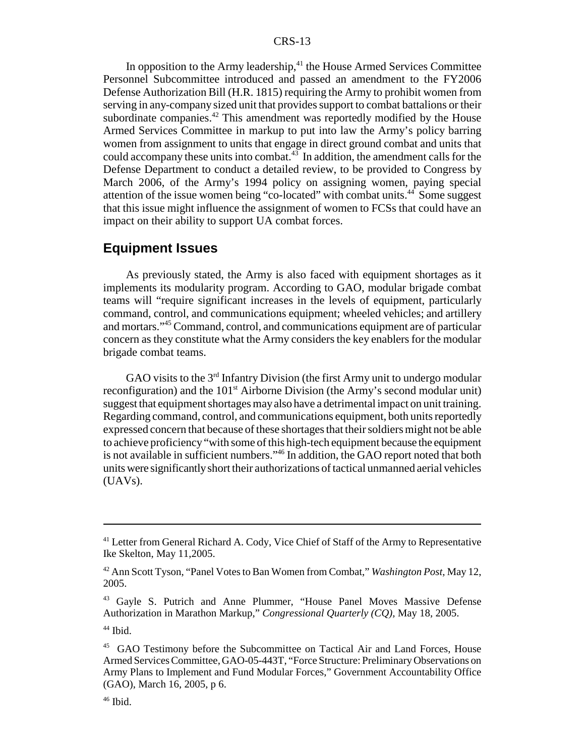In opposition to the Army leadership,[41] the House Armed Services Committee Personnel Subcommittee introduced and passed an amendment to the FY2006 Defense Authorization Bill (H.R. 1815) requiring the Army to prohibit women from serving in any-company sized unit that provides support to combat battalions or their subordinate companies.[42] This amendment was reportedly modified by the House Armed Services Committee in markup to put into law the Army's policy barring women from assignment to units that engage in direct ground combat and units that could accompany these units into combat.[43] In addition, the amendment calls for the Defense Department to conduct a detailed review, to be provided to Congress by March 2006, of the Army's 1994 policy on assigning women, paying special attention of the issue women being "co-located" with combat units.[44] Some suggest that this issue might influence the assignment of women to FCSs that could have an impact on their ability to support UA combat forces.

## Equipment Issues

As previously stated, the Army is also faced with equipment shortages as it implements its modularity program. According to GAO, modular brigade combat teams will "require significant increases in the levels of equipment, particularly command, control, and communications equipment; wheeled vehicles; and artillery and mortars."[45] Command, control, and communications equipment are of particular concern as they constitute what the Army considers the key enablers for the modular brigade combat teams.

GAO visits to the 3rd Infantry Division (the first Army unit to undergo modular reconfiguration) and the 101st Airborne Division (the Army's second modular unit) suggest that equipment shortages may also have a detrimental impact on unit training. Regarding command, control, and communications equipment, both units reportedly expressed concern that because of these shortages that their soldiers might not be able to achieve proficiency "with some of this high-tech equipment because the equipment is not available in sufficient numbers."[46] In addition, the GAO report noted that both units were significantly short their authorizations of tactical unmanned aerial vehicles (UAVs).

---

[41] Letter from General Richard A. Cody, Vice Chief of Staff of the Army to Representative Ike Skelton, May 11,2005.

[42] Ann Scott Tyson, "Panel Votes to Ban Women from Combat," *Washington Post*, May 12, 2005.

[43] Gayle S. Putrich and Anne Plummer, "House Panel Moves Massive Defense Authorization in Marathon Markup," *Congressional Quarterly (CQ)*, May 18, 2005.

[44] Ibid.

[45] GAO Testimony before the Subcommittee on Tactical Air and Land Forces, House Armed Services Committee, GAO-05-443T, "Force Structure: Preliminary Observations on Army Plans to Implement and Fund Modular Forces," Government Accountability Office (GAO), March 16, 2005, p 6.

[46] Ibid.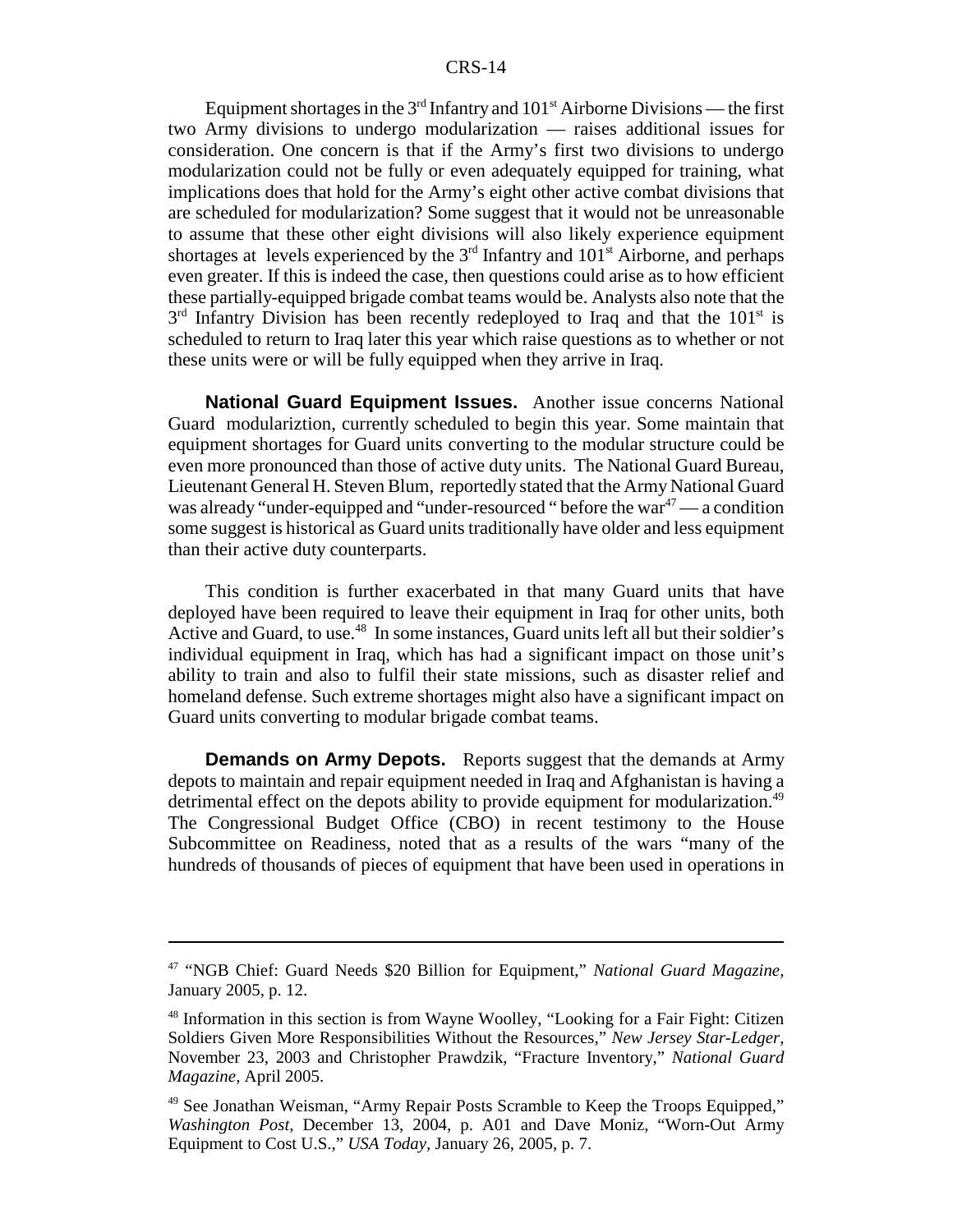Equipment shortages in the 3rd Infantry and 101st Airborne Divisions — the first two Army divisions to undergo modularization — raises additional issues for consideration. One concern is that if the Army's first two divisions to undergo modularization could not be fully or even adequately equipped for training, what implications does that hold for the Army's eight other active combat divisions that are scheduled for modularization? Some suggest that it would not be unreasonable to assume that these other eight divisions will also likely experience equipment shortages at levels experienced by the 3rd Infantry and 101st Airborne, and perhaps even greater. If this is indeed the case, then questions could arise as to how efficient these partially-equipped brigade combat teams would be. Analysts also note that the 3rd Infantry Division has been recently redeployed to Iraq and that the 101st is scheduled to return to Iraq later this year which raise questions as to whether or not these units were or will be fully equipped when they arrive in Iraq.

**National Guard Equipment Issues.** Another issue concerns National Guard modulariztion, currently scheduled to begin this year. Some maintain that equipment shortages for Guard units converting to the modular structure could be even more pronounced than those of active duty units. The National Guard Bureau, Lieutenant General H. Steven Blum, reportedly stated that the Army National Guard was already "under-equipped and "under-resourced " before the war[47] — a condition some suggest is historical as Guard units traditionally have older and less equipment than their active duty counterparts.

This condition is further exacerbated in that many Guard units that have deployed have been required to leave their equipment in Iraq for other units, both Active and Guard, to use.[48] In some instances, Guard units left all but their soldier's individual equipment in Iraq, which has had a significant impact on those unit's ability to train and also to fulfil their state missions, such as disaster relief and homeland defense. Such extreme shortages might also have a significant impact on Guard units converting to modular brigade combat teams.

**Demands on Army Depots.** Reports suggest that the demands at Army depots to maintain and repair equipment needed in Iraq and Afghanistan is having a detrimental effect on the depots ability to provide equipment for modularization.[49] The Congressional Budget Office (CBO) in recent testimony to the House Subcommittee on Readiness, noted that as a results of the wars "many of the hundreds of thousands of pieces of equipment that have been used in operations in

---

[47] "NGB Chief: Guard Needs $20 Billion for Equipment," *National Guard Magazine,* January 2005, p. 12.

[48] Information in this section is from Wayne Woolley, "Looking for a Fair Fight: Citizen Soldiers Given More Responsibilities Without the Resources," *New Jersey Star-Ledger,* November 23, 2003 and Christopher Prawdzik, "Fracture Inventory," *National Guard Magazine,* April 2005.

[49] See Jonathan Weisman, "Army Repair Posts Scramble to Keep the Troops Equipped," *Washington Post,* December 13, 2004, p. A01 and Dave Moniz, "Worn-Out Army Equipment to Cost U.S.," *USA Today,* January 26, 2005, p. 7.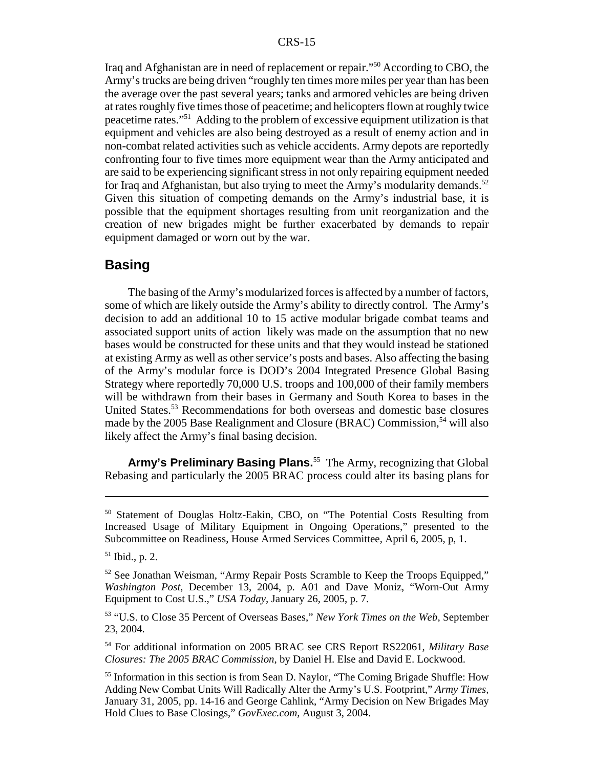Iraq and Afghanistan are in need of replacement or repair."[50] According to CBO, the Army's trucks are being driven "roughly ten times more miles per year than has been the average over the past several years; tanks and armored vehicles are being driven at rates roughly five times those of peacetime; and helicopters flown at roughly twice peacetime rates."[51] Adding to the problem of excessive equipment utilization is that equipment and vehicles are also being destroyed as a result of enemy action and in non-combat related activities such as vehicle accidents. Army depots are reportedly confronting four to five times more equipment wear than the Army anticipated and are said to be experiencing significant stress in not only repairing equipment needed for Iraq and Afghanistan, but also trying to meet the Army's modularity demands.[52] Given this situation of competing demands on the Army's industrial base, it is possible that the equipment shortages resulting from unit reorganization and the creation of new brigades might be further exacerbated by demands to repair equipment damaged or worn out by the war.

## Basing

The basing of the Army's modularized forces is affected by a number of factors, some of which are likely outside the Army's ability to directly control. The Army's decision to add an additional 10 to 15 active modular brigade combat teams and associated support units of action likely was made on the assumption that no new bases would be constructed for these units and that they would instead be stationed at existing Army as well as other service's posts and bases. Also affecting the basing of the Army's modular force is DOD's 2004 Integrated Presence Global Basing Strategy where reportedly 70,000 U.S. troops and 100,000 of their family members will be withdrawn from their bases in Germany and South Korea to bases in the United States.[53] Recommendations for both overseas and domestic base closures made by the 2005 Base Realignment and Closure (BRAC) Commission,[54] will also likely affect the Army's final basing decision.

**Army's Preliminary Basing Plans.**[55] The Army, recognizing that Global Rebasing and particularly the 2005 BRAC process could alter its basing plans for

---

[50] Statement of Douglas Holtz-Eakin, CBO, on "The Potential Costs Resulting from Increased Usage of Military Equipment in Ongoing Operations," presented to the Subcommittee on Readiness, House Armed Services Committee, April 6, 2005, p, 1.

[51] Ibid., p. 2.

[52] See Jonathan Weisman, "Army Repair Posts Scramble to Keep the Troops Equipped," *Washington Post,* December 13, 2004, p. A01 and Dave Moniz, "Worn-Out Army Equipment to Cost U.S.," *USA Today*, January 26, 2005, p. 7.

[53] "U.S. to Close 35 Percent of Overseas Bases," *New York Times on the Web*, September 23, 2004.

[54] For additional information on 2005 BRAC see CRS Report RS22061, *Military Base Closures: The 2005 BRAC Commission*, by Daniel H. Else and David E. Lockwood.

[55] Information in this section is from Sean D. Naylor, "The Coming Brigade Shuffle: How Adding New Combat Units Will Radically Alter the Army's U.S. Footprint," *Army Times*, January 31, 2005, pp. 14-16 and George Cahlink, "Army Decision on New Brigades May Hold Clues to Base Closings," *GovExec.com,* August 3, 2004.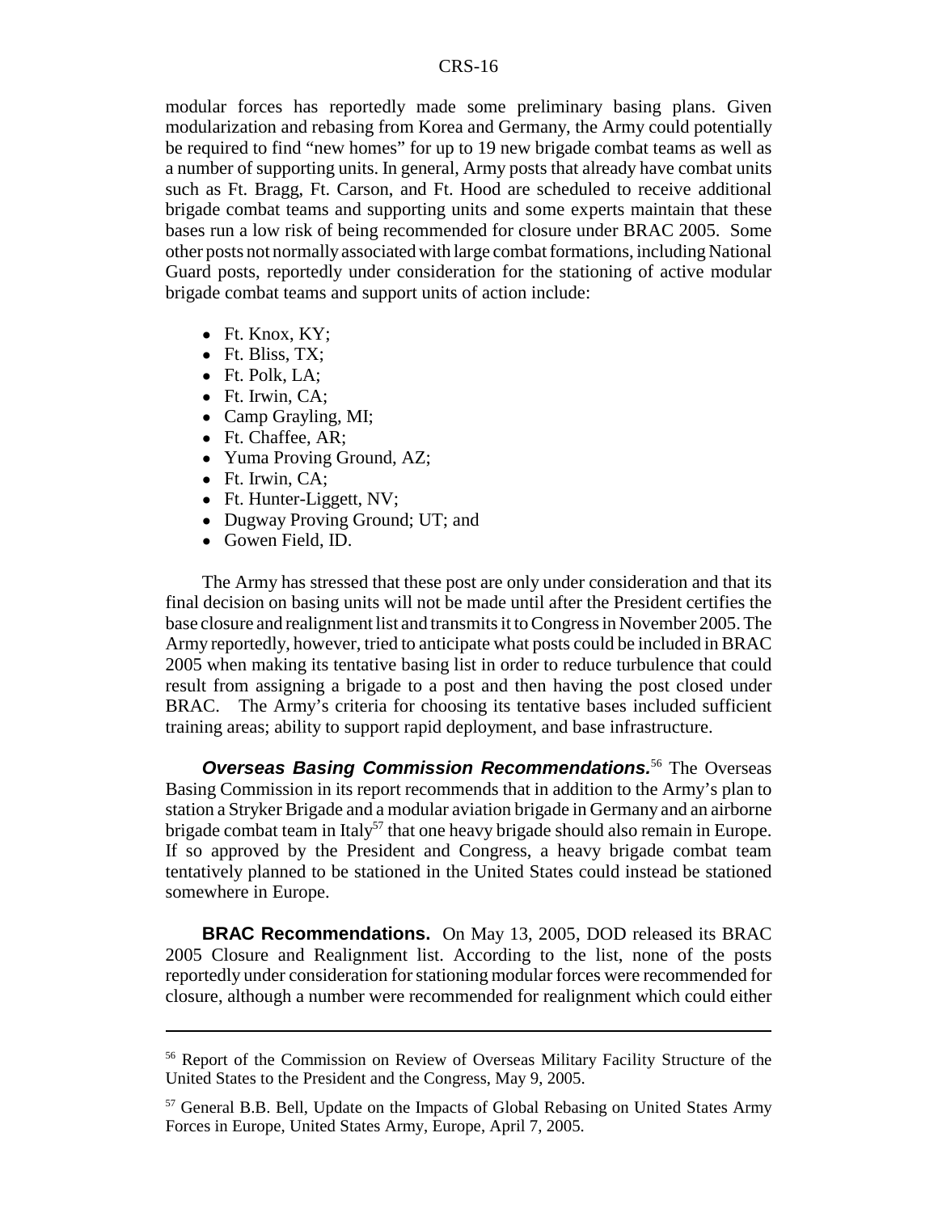modular forces has reportedly made some preliminary basing plans. Given modularization and rebasing from Korea and Germany, the Army could potentially be required to find "new homes" for up to 19 new brigade combat teams as well as a number of supporting units. In general, Army posts that already have combat units such as Ft. Bragg, Ft. Carson, and Ft. Hood are scheduled to receive additional brigade combat teams and supporting units and some experts maintain that these bases run a low risk of being recommended for closure under BRAC 2005. Some other posts not normally associated with large combat formations, including National Guard posts, reportedly under consideration for the stationing of active modular brigade combat teams and support units of action include:

- Ft. Knox, KY;
- Ft. Bliss, TX;
- Ft. Polk, LA;
- Ft. Irwin, CA;
- Camp Grayling, MI;
- Ft. Chaffee, AR;
- Yuma Proving Ground, AZ;
- Ft. Irwin, CA;
- Ft. Hunter-Liggett, NV;
- Dugway Proving Ground; UT; and
- Gowen Field, ID.

The Army has stressed that these post are only under consideration and that its final decision on basing units will not be made until after the President certifies the base closure and realignment list and transmits it to Congress in November 2005. The Army reportedly, however, tried to anticipate what posts could be included in BRAC 2005 when making its tentative basing list in order to reduce turbulence that could result from assigning a brigade to a post and then having the post closed under BRAC. The Army's criteria for choosing its tentative bases included sufficient training areas; ability to support rapid deployment, and base infrastructure.

***Overseas Basing Commission Recommendations.***[56] The Overseas Basing Commission in its report recommends that in addition to the Army's plan to station a Stryker Brigade and a modular aviation brigade in Germany and an airborne brigade combat team in Italy[57] that one heavy brigade should also remain in Europe. If so approved by the President and Congress, a heavy brigade combat team tentatively planned to be stationed in the United States could instead be stationed somewhere in Europe.

**BRAC Recommendations.** On May 13, 2005, DOD released its BRAC 2005 Closure and Realignment list. According to the list, none of the posts reportedly under consideration for stationing modular forces were recommended for closure, although a number were recommended for realignment which could either

---

[56] Report of the Commission on Review of Overseas Military Facility Structure of the United States to the President and the Congress, May 9, 2005.

[57] General B.B. Bell, Update on the Impacts of Global Rebasing on United States Army Forces in Europe, United States Army, Europe, April 7, 2005.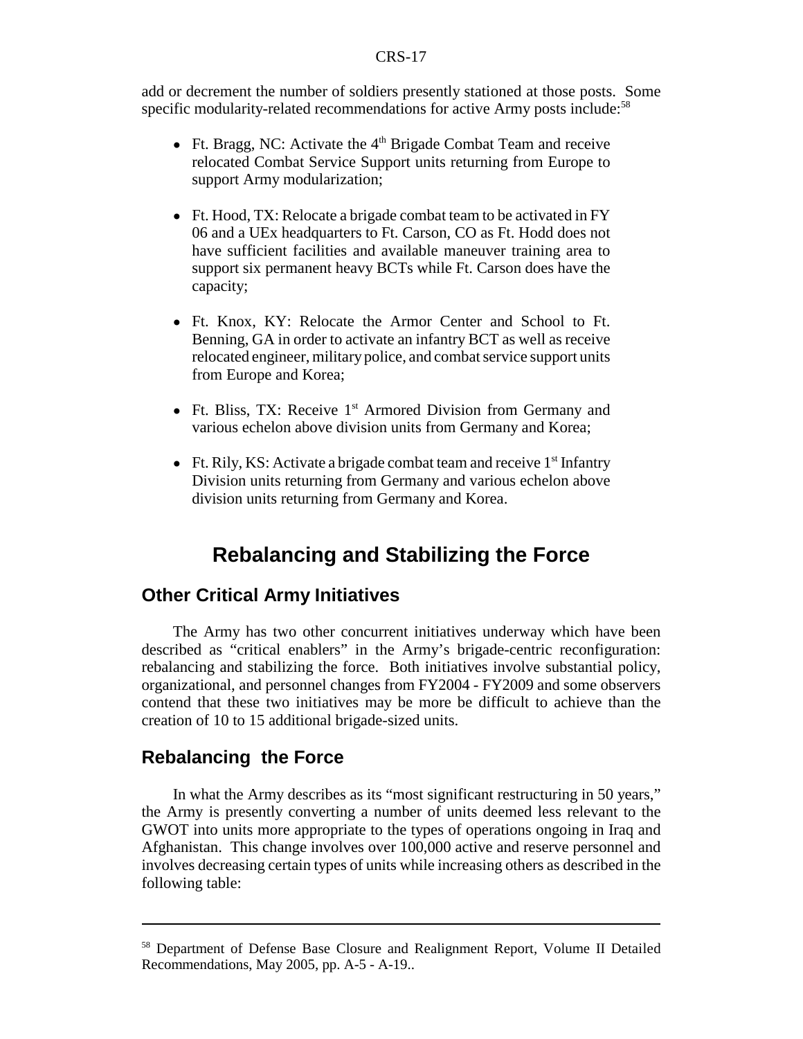add or decrement the number of soldiers presently stationed at those posts. Some specific modularity-related recommendations for active Army posts include:[58]

- Ft. Bragg, NC: Activate the 4th Brigade Combat Team and receive relocated Combat Service Support units returning from Europe to support Army modularization;

- Ft. Hood, TX: Relocate a brigade combat team to be activated in FY 06 and a UEx headquarters to Ft. Carson, CO as Ft. Hodd does not have sufficient facilities and available maneuver training area to support six permanent heavy BCTs while Ft. Carson does have the capacity;

- Ft. Knox, KY: Relocate the Armor Center and School to Ft. Benning, GA in order to activate an infantry BCT as well as receive relocated engineer, military police, and combat service support units from Europe and Korea;

- Ft. Bliss, TX: Receive 1st Armored Division from Germany and various echelon above division units from Germany and Korea;

- Ft. Rily, KS: Activate a brigade combat team and receive 1st Infantry Division units returning from Germany and various echelon above division units returning from Germany and Korea.

# Rebalancing and Stabilizing the Force

## Other Critical Army Initiatives

The Army has two other concurrent initiatives underway which have been described as "critical enablers" in the Army's brigade-centric reconfiguration: rebalancing and stabilizing the force. Both initiatives involve substantial policy, organizational, and personnel changes from FY2004 - FY2009 and some observers contend that these two initiatives may be more be difficult to achieve than the creation of 10 to 15 additional brigade-sized units.

## Rebalancing the Force

In what the Army describes as its "most significant restructuring in 50 years," the Army is presently converting a number of units deemed less relevant to the GWOT into units more appropriate to the types of operations ongoing in Iraq and Afghanistan. This change involves over 100,000 active and reserve personnel and involves decreasing certain types of units while increasing others as described in the following table:

---

[58] Department of Defense Base Closure and Realignment Report, Volume II Detailed Recommendations, May 2005, pp. A-5 - A-19..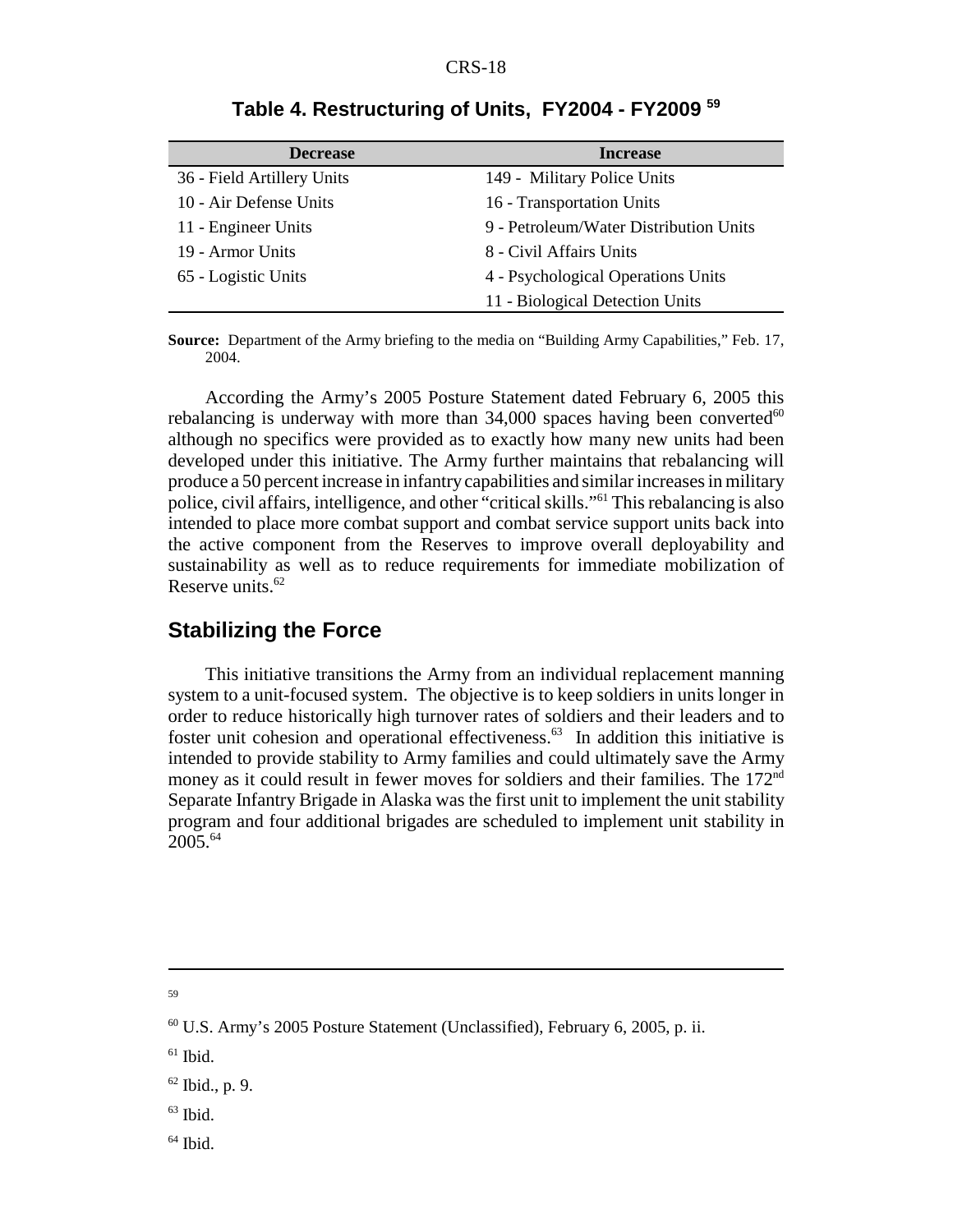**Table 4. Restructuring of Units, FY2004 - FY2009** [59]

| Decrease | Increase |
|---|---|
| 36 - Field Artillery Units | 149 - Military Police Units |
| 10 - Air Defense Units | 16 - Transportation Units |
| 11 - Engineer Units | 9 - Petroleum/Water Distribution Units |
| 19 - Armor Units | 8 - Civil Affairs Units |
| 65 - Logistic Units | 4 - Psychological Operations Units |
| | 11 - Biological Detection Units |

**Source:** Department of the Army briefing to the media on "Building Army Capabilities," Feb. 17, 2004.

According the Army's 2005 Posture Statement dated February 6, 2005 this rebalancing is underway with more than 34,000 spaces having been converted[60] although no specifics were provided as to exactly how many new units had been developed under this initiative. The Army further maintains that rebalancing will produce a 50 percent increase in infantry capabilities and similar increases in military police, civil affairs, intelligence, and other "critical skills."[61] This rebalancing is also intended to place more combat support and combat service support units back into the active component from the Reserves to improve overall deployability and sustainability as well as to reduce requirements for immediate mobilization of Reserve units.[62]

## Stabilizing the Force

This initiative transitions the Army from an individual replacement manning system to a unit-focused system. The objective is to keep soldiers in units longer in order to reduce historically high turnover rates of soldiers and their leaders and to foster unit cohesion and operational effectiveness.[63] In addition this initiative is intended to provide stability to Army families and could ultimately save the Army money as it could result in fewer moves for soldiers and their families. The 172nd Separate Infantry Brigade in Alaska was the first unit to implement the unit stability program and four additional brigades are scheduled to implement unit stability in 2005.[64]

---

59

60 U.S. Army's 2005 Posture Statement (Unclassified), February 6, 2005, p. ii.

61 Ibid.

62 Ibid., p. 9.

63 Ibid.

64 Ibid.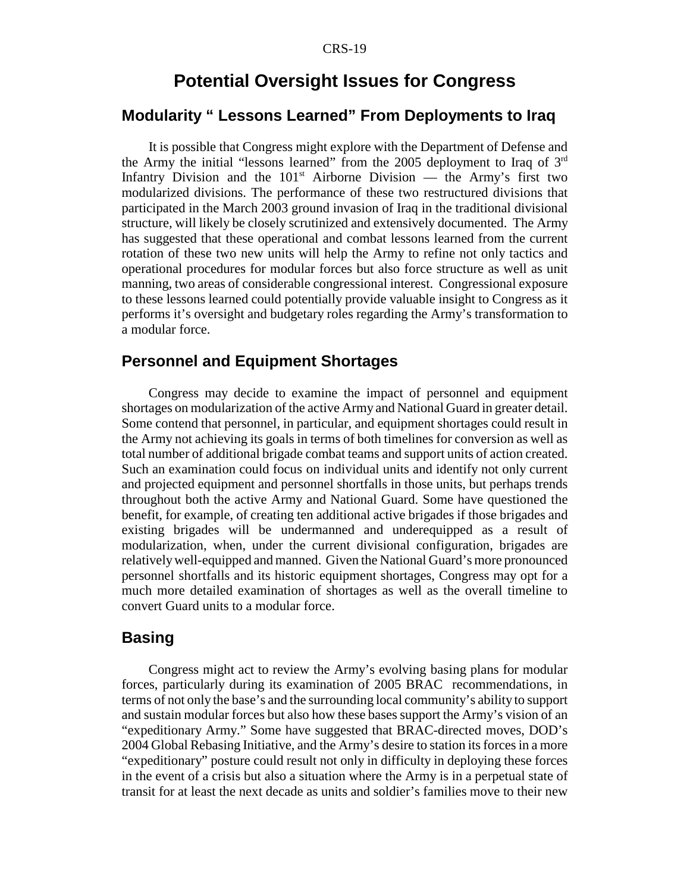# Potential Oversight Issues for Congress

## Modularity " Lessons Learned" From Deployments to Iraq

It is possible that Congress might explore with the Department of Defense and the Army the initial "lessons learned" from the 2005 deployment to Iraq of 3rd Infantry Division and the 101st Airborne Division — the Army's first two modularized divisions. The performance of these two restructured divisions that participated in the March 2003 ground invasion of Iraq in the traditional divisional structure, will likely be closely scrutinized and extensively documented. The Army has suggested that these operational and combat lessons learned from the current rotation of these two new units will help the Army to refine not only tactics and operational procedures for modular forces but also force structure as well as unit manning, two areas of considerable congressional interest. Congressional exposure to these lessons learned could potentially provide valuable insight to Congress as it performs it's oversight and budgetary roles regarding the Army's transformation to a modular force.

## Personnel and Equipment Shortages

Congress may decide to examine the impact of personnel and equipment shortages on modularization of the active Army and National Guard in greater detail. Some contend that personnel, in particular, and equipment shortages could result in the Army not achieving its goals in terms of both timelines for conversion as well as total number of additional brigade combat teams and support units of action created. Such an examination could focus on individual units and identify not only current and projected equipment and personnel shortfalls in those units, but perhaps trends throughout both the active Army and National Guard. Some have questioned the benefit, for example, of creating ten additional active brigades if those brigades and existing brigades will be undermanned and underequipped as a result of modularization, when, under the current divisional configuration, brigades are relatively well-equipped and manned. Given the National Guard's more pronounced personnel shortfalls and its historic equipment shortages, Congress may opt for a much more detailed examination of shortages as well as the overall timeline to convert Guard units to a modular force.

## Basing

Congress might act to review the Army's evolving basing plans for modular forces, particularly during its examination of 2005 BRAC recommendations, in terms of not only the base's and the surrounding local community's ability to support and sustain modular forces but also how these bases support the Army's vision of an "expeditionary Army." Some have suggested that BRAC-directed moves, DOD's 2004 Global Rebasing Initiative, and the Army's desire to station its forces in a more "expeditionary" posture could result not only in difficulty in deploying these forces in the event of a crisis but also a situation where the Army is in a perpetual state of transit for at least the next decade as units and soldier's families move to their new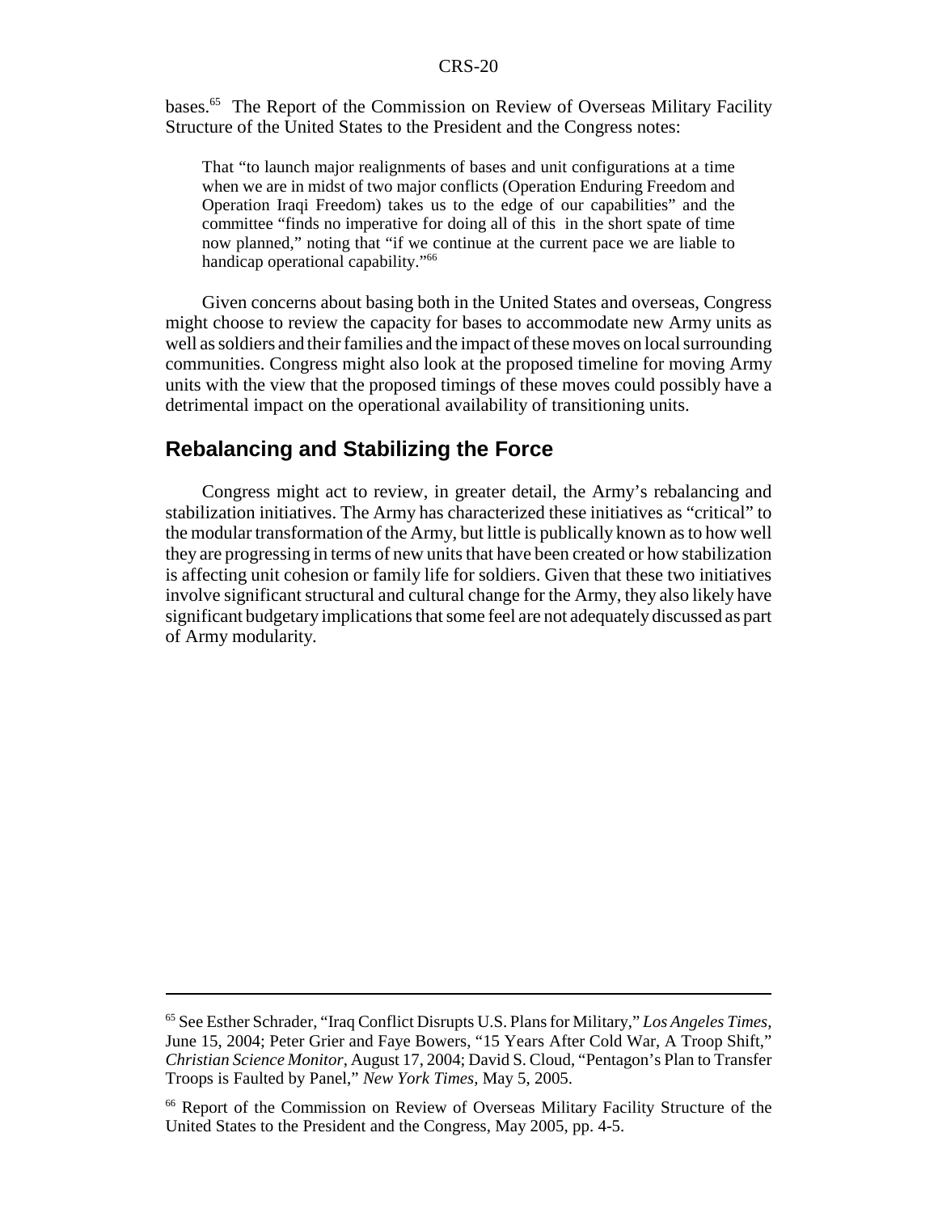bases.[65] The Report of the Commission on Review of Overseas Military Facility Structure of the United States to the President and the Congress notes:

> That "to launch major realignments of bases and unit configurations at a time when we are in midst of two major conflicts (Operation Enduring Freedom and Operation Iraqi Freedom) takes us to the edge of our capabilities" and the committee "finds no imperative for doing all of this in the short spate of time now planned," noting that "if we continue at the current pace we are liable to handicap operational capability."[66]

Given concerns about basing both in the United States and overseas, Congress might choose to review the capacity for bases to accommodate new Army units as well as soldiers and their families and the impact of these moves on local surrounding communities. Congress might also look at the proposed timeline for moving Army units with the view that the proposed timings of these moves could possibly have a detrimental impact on the operational availability of transitioning units.

## Rebalancing and Stabilizing the Force

Congress might act to review, in greater detail, the Army's rebalancing and stabilization initiatives. The Army has characterized these initiatives as "critical" to the modular transformation of the Army, but little is publically known as to how well they are progressing in terms of new units that have been created or how stabilization is affecting unit cohesion or family life for soldiers. Given that these two initiatives involve significant structural and cultural change for the Army, they also likely have significant budgetary implications that some feel are not adequately discussed as part of Army modularity.

---

[65] See Esther Schrader, "Iraq Conflict Disrupts U.S. Plans for Military," *Los Angeles Times*, June 15, 2004; Peter Grier and Faye Bowers, "15 Years After Cold War, A Troop Shift," *Christian Science Monitor*, August 17, 2004; David S. Cloud, "Pentagon's Plan to Transfer Troops is Faulted by Panel," *New York Times*, May 5, 2005.

[66] Report of the Commission on Review of Overseas Military Facility Structure of the United States to the President and the Congress, May 2005, pp. 4-5.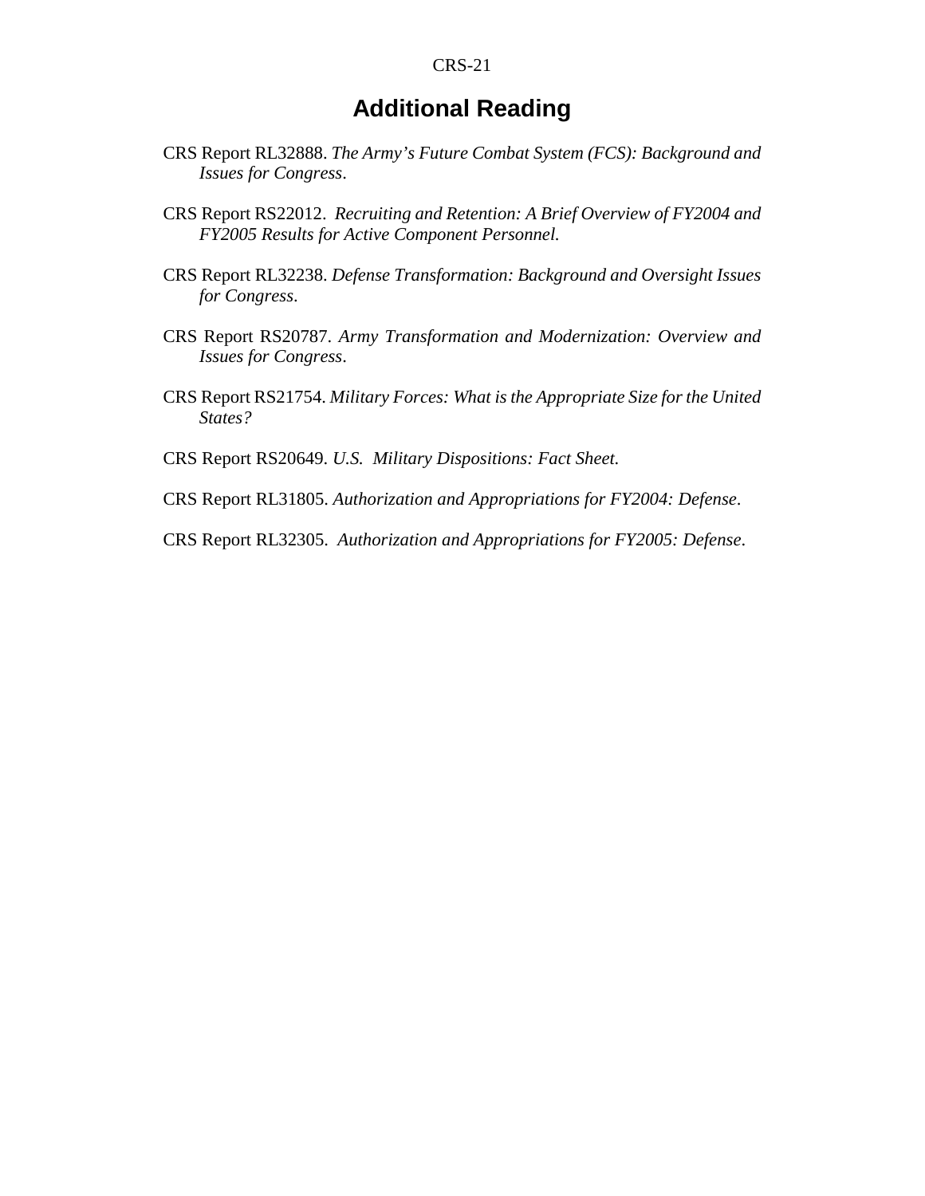# Additional Reading

CRS Report RL32888. *The Army's Future Combat System (FCS): Background and Issues for Congress*.

CRS Report RS22012. *Recruiting and Retention: A Brief Overview of FY2004 and FY2005 Results for Active Component Personnel.*

CRS Report RL32238. *Defense Transformation: Background and Oversight Issues for Congress*.

CRS Report RS20787. *Army Transformation and Modernization: Overview and Issues for Congress*.

CRS Report RS21754. *Military Forces: What is the Appropriate Size for the United States?*

CRS Report RS20649. *U.S. Military Dispositions: Fact Sheet.*

CRS Report RL31805. *Authorization and Appropriations for FY2004: Defense*.

CRS Report RL32305. *Authorization and Appropriations for FY2005: Defense*.